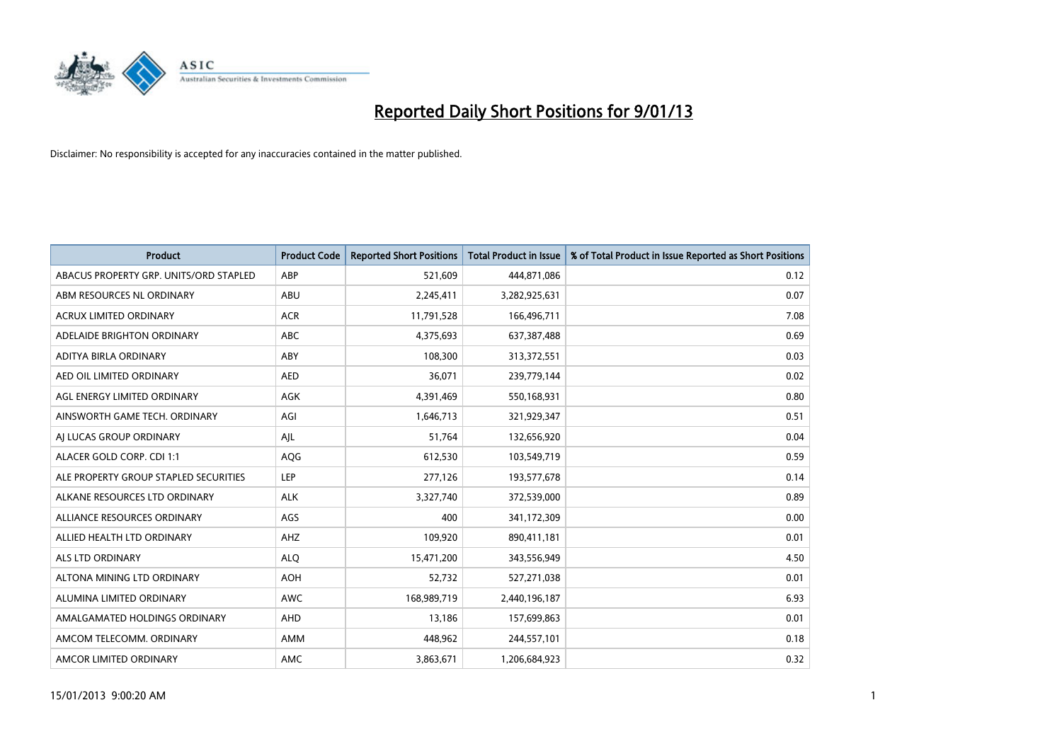# Reported Daily Short Positions for 9/01/13

Disclaimer: No responsibility is accepted for any inaccuracies contained in the matter published.

| Product | Product Code | Reported Short Positions | Total Product in Issue | % of Total Product in Issue Reported as Short Positions |
|---|---|---|---|---|
| ABACUS PROPERTY GRP. UNITS/ORD STAPLED | ABP | 521,609 | 444,871,086 | 0.12 |
| ABM RESOURCES NL ORDINARY | ABU | 2,245,411 | 3,282,925,631 | 0.07 |
| ACRUX LIMITED ORDINARY | ACR | 11,791,528 | 166,496,711 | 7.08 |
| ADELAIDE BRIGHTON ORDINARY | ABC | 4,375,693 | 637,387,488 | 0.69 |
| ADITYA BIRLA ORDINARY | ABY | 108,300 | 313,372,551 | 0.03 |
| AED OIL LIMITED ORDINARY | AED | 36,071 | 239,779,144 | 0.02 |
| AGL ENERGY LIMITED ORDINARY | AGK | 4,391,469 | 550,168,931 | 0.80 |
| AINSWORTH GAME TECH. ORDINARY | AGI | 1,646,713 | 321,929,347 | 0.51 |
| AJ LUCAS GROUP ORDINARY | AJL | 51,764 | 132,656,920 | 0.04 |
| ALACER GOLD CORP. CDI 1:1 | AQG | 612,530 | 103,549,719 | 0.59 |
| ALE PROPERTY GROUP STAPLED SECURITIES | LEP | 277,126 | 193,577,678 | 0.14 |
| ALKANE RESOURCES LTD ORDINARY | ALK | 3,327,740 | 372,539,000 | 0.89 |
| ALLIANCE RESOURCES ORDINARY | AGS | 400 | 341,172,309 | 0.00 |
| ALLIED HEALTH LTD ORDINARY | AHZ | 109,920 | 890,411,181 | 0.01 |
| ALS LTD ORDINARY | ALQ | 15,471,200 | 343,556,949 | 4.50 |
| ALTONA MINING LTD ORDINARY | AOH | 52,732 | 527,271,038 | 0.01 |
| ALUMINA LIMITED ORDINARY | AWC | 168,989,719 | 2,440,196,187 | 6.93 |
| AMALGAMATED HOLDINGS ORDINARY | AHD | 13,186 | 157,699,863 | 0.01 |
| AMCOM TELECOMM. ORDINARY | AMM | 448,962 | 244,557,101 | 0.18 |
| AMCOR LIMITED ORDINARY | AMC | 3,863,671 | 1,206,684,923 | 0.32 |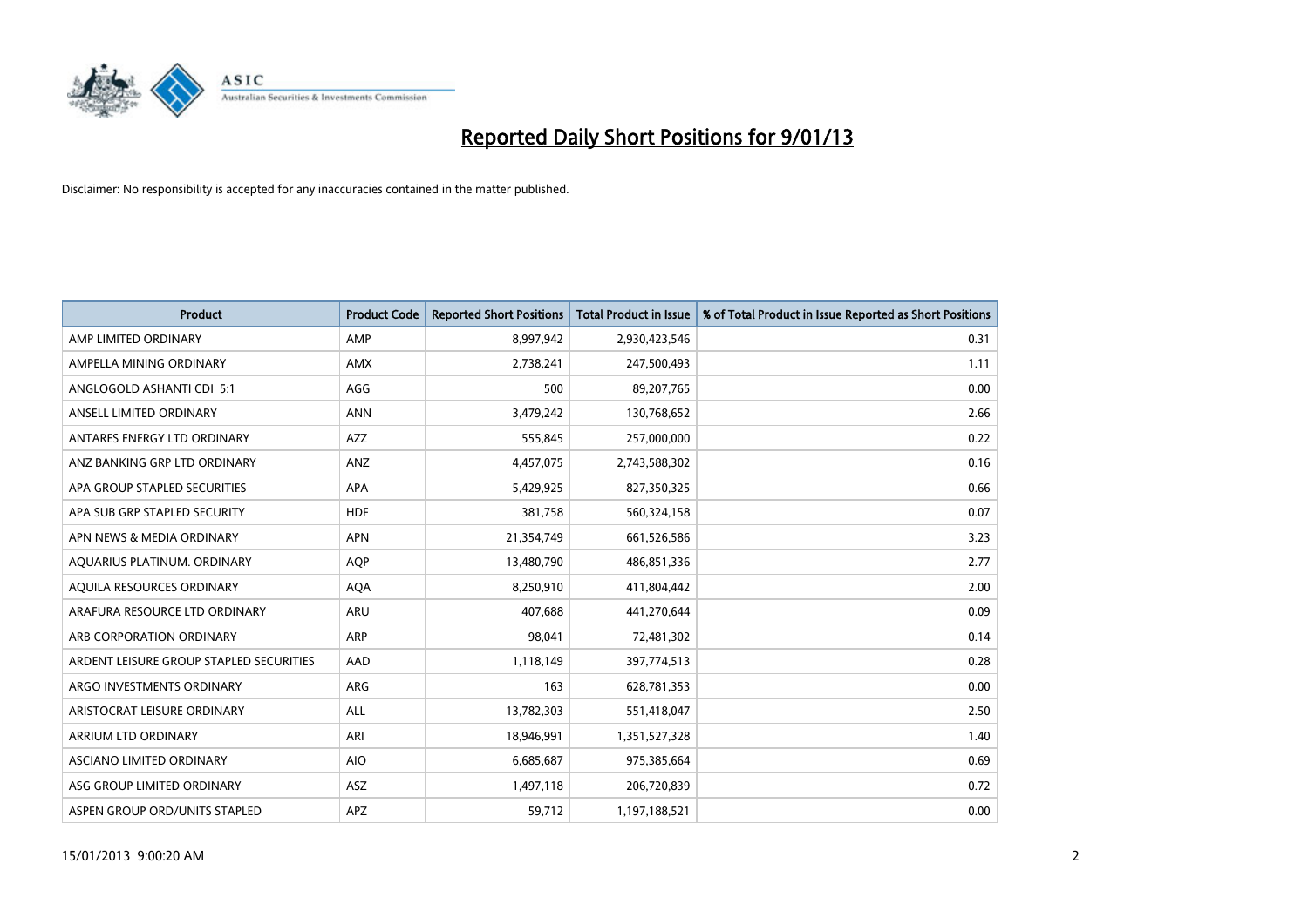# Reported Daily Short Positions for 9/01/13

Disclaimer: No responsibility is accepted for any inaccuracies contained in the matter published.

| Product | Product Code | Reported Short Positions | Total Product in Issue | % of Total Product in Issue Reported as Short Positions |
|---|---|---|---|---|
| AMP LIMITED ORDINARY | AMP | 8,997,942 | 2,930,423,546 | 0.31 |
| AMPELLA MINING ORDINARY | AMX | 2,738,241 | 247,500,493 | 1.11 |
| ANGLOGOLD ASHANTI CDI 5:1 | AGG | 500 | 89,207,765 | 0.00 |
| ANSELL LIMITED ORDINARY | ANN | 3,479,242 | 130,768,652 | 2.66 |
| ANTARES ENERGY LTD ORDINARY | AZZ | 555,845 | 257,000,000 | 0.22 |
| ANZ BANKING GRP LTD ORDINARY | ANZ | 4,457,075 | 2,743,588,302 | 0.16 |
| APA GROUP STAPLED SECURITIES | APA | 5,429,925 | 827,350,325 | 0.66 |
| APA SUB GRP STAPLED SECURITY | HDF | 381,758 | 560,324,158 | 0.07 |
| APN NEWS & MEDIA ORDINARY | APN | 21,354,749 | 661,526,586 | 3.23 |
| AQUARIUS PLATINUM. ORDINARY | AQP | 13,480,790 | 486,851,336 | 2.77 |
| AQUILA RESOURCES ORDINARY | AQA | 8,250,910 | 411,804,442 | 2.00 |
| ARAFURA RESOURCE LTD ORDINARY | ARU | 407,688 | 441,270,644 | 0.09 |
| ARB CORPORATION ORDINARY | ARP | 98,041 | 72,481,302 | 0.14 |
| ARDENT LEISURE GROUP STAPLED SECURITIES | AAD | 1,118,149 | 397,774,513 | 0.28 |
| ARGO INVESTMENTS ORDINARY | ARG | 163 | 628,781,353 | 0.00 |
| ARISTOCRAT LEISURE ORDINARY | ALL | 13,782,303 | 551,418,047 | 2.50 |
| ARRIUM LTD ORDINARY | ARI | 18,946,991 | 1,351,527,328 | 1.40 |
| ASCIANO LIMITED ORDINARY | AIO | 6,685,687 | 975,385,664 | 0.69 |
| ASG GROUP LIMITED ORDINARY | ASZ | 1,497,118 | 206,720,839 | 0.72 |
| ASPEN GROUP ORD/UNITS STAPLED | APZ | 59,712 | 1,197,188,521 | 0.00 |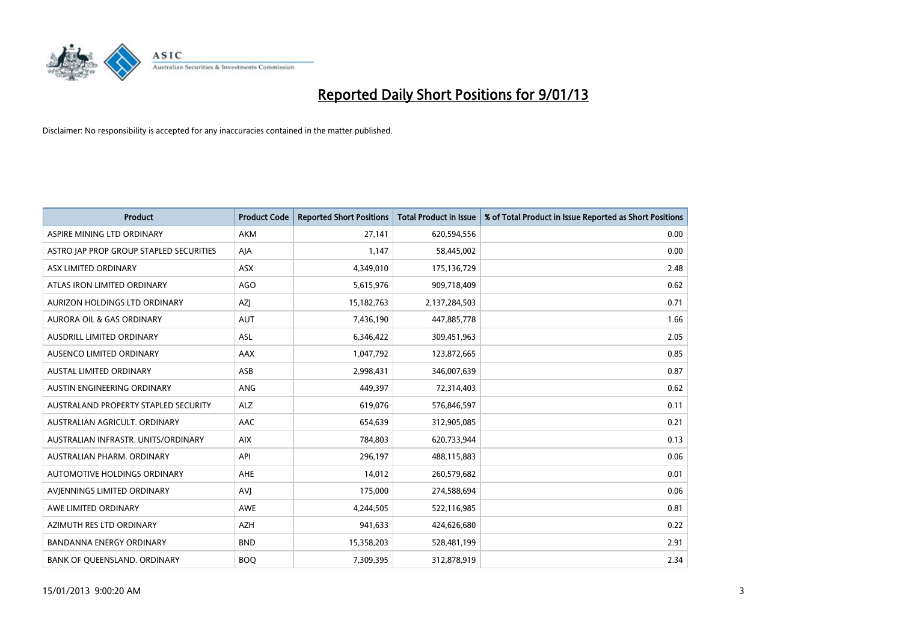# Reported Daily Short Positions for 9/01/13

Disclaimer: No responsibility is accepted for any inaccuracies contained in the matter published.

| Product | Product Code | Reported Short Positions | Total Product in Issue | % of Total Product in Issue Reported as Short Positions |
|---|---|---|---|---|
| ASPIRE MINING LTD ORDINARY | AKM | 27,141 | 620,594,556 | 0.00 |
| ASTRO JAP PROP GROUP STAPLED SECURITIES | AJA | 1,147 | 58,445,002 | 0.00 |
| ASX LIMITED ORDINARY | ASX | 4,349,010 | 175,136,729 | 2.48 |
| ATLAS IRON LIMITED ORDINARY | AGO | 5,615,976 | 909,718,409 | 0.62 |
| AURIZON HOLDINGS LTD ORDINARY | AZJ | 15,182,763 | 2,137,284,503 | 0.71 |
| AURORA OIL & GAS ORDINARY | AUT | 7,436,190 | 447,885,778 | 1.66 |
| AUSDRILL LIMITED ORDINARY | ASL | 6,346,422 | 309,451,963 | 2.05 |
| AUSENCO LIMITED ORDINARY | AAX | 1,047,792 | 123,872,665 | 0.85 |
| AUSTAL LIMITED ORDINARY | ASB | 2,998,431 | 346,007,639 | 0.87 |
| AUSTIN ENGINEERING ORDINARY | ANG | 449,397 | 72,314,403 | 0.62 |
| AUSTRALAND PROPERTY STAPLED SECURITY | ALZ | 619,076 | 576,846,597 | 0.11 |
| AUSTRALIAN AGRICULT. ORDINARY | AAC | 654,639 | 312,905,085 | 0.21 |
| AUSTRALIAN INFRASTR. UNITS/ORDINARY | AIX | 784,803 | 620,733,944 | 0.13 |
| AUSTRALIAN PHARM. ORDINARY | API | 296,197 | 488,115,883 | 0.06 |
| AUTOMOTIVE HOLDINGS ORDINARY | AHE | 14,012 | 260,579,682 | 0.01 |
| AVJENNINGS LIMITED ORDINARY | AVJ | 175,000 | 274,588,694 | 0.06 |
| AWE LIMITED ORDINARY | AWE | 4,244,505 | 522,116,985 | 0.81 |
| AZIMUTH RES LTD ORDINARY | AZH | 941,633 | 424,626,680 | 0.22 |
| BANDANNA ENERGY ORDINARY | BND | 15,358,203 | 528,481,199 | 2.91 |
| BANK OF QUEENSLAND. ORDINARY | BOQ | 7,309,395 | 312,878,919 | 2.34 |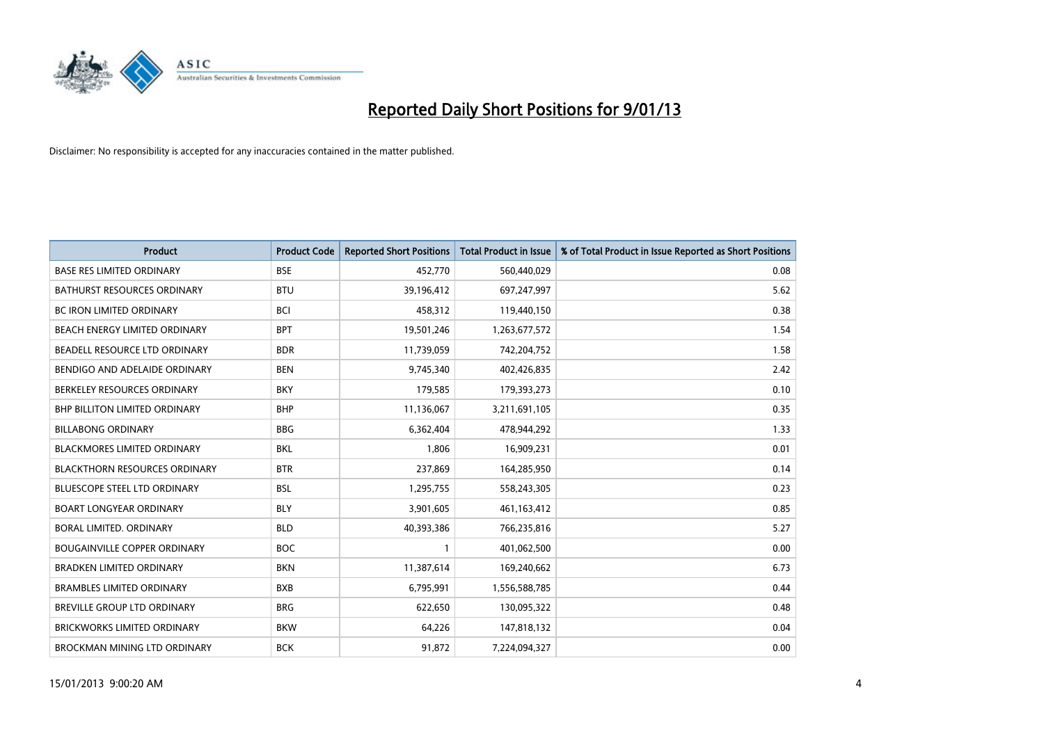# Reported Daily Short Positions for 9/01/13

Disclaimer: No responsibility is accepted for any inaccuracies contained in the matter published.

| Product | Product Code | Reported Short Positions | Total Product in Issue | % of Total Product in Issue Reported as Short Positions |
|---|---|---|---|---|
| BASE RES LIMITED ORDINARY | BSE | 452,770 | 560,440,029 | 0.08 |
| BATHURST RESOURCES ORDINARY | BTU | 39,196,412 | 697,247,997 | 5.62 |
| BC IRON LIMITED ORDINARY | BCI | 458,312 | 119,440,150 | 0.38 |
| BEACH ENERGY LIMITED ORDINARY | BPT | 19,501,246 | 1,263,677,572 | 1.54 |
| BEADELL RESOURCE LTD ORDINARY | BDR | 11,739,059 | 742,204,752 | 1.58 |
| BENDIGO AND ADELAIDE ORDINARY | BEN | 9,745,340 | 402,426,835 | 2.42 |
| BERKELEY RESOURCES ORDINARY | BKY | 179,585 | 179,393,273 | 0.10 |
| BHP BILLITON LIMITED ORDINARY | BHP | 11,136,067 | 3,211,691,105 | 0.35 |
| BILLABONG ORDINARY | BBG | 6,362,404 | 478,944,292 | 1.33 |
| BLACKMORES LIMITED ORDINARY | BKL | 1,806 | 16,909,231 | 0.01 |
| BLACKTHORN RESOURCES ORDINARY | BTR | 237,869 | 164,285,950 | 0.14 |
| BLUESCOPE STEEL LTD ORDINARY | BSL | 1,295,755 | 558,243,305 | 0.23 |
| BOART LONGYEAR ORDINARY | BLY | 3,901,605 | 461,163,412 | 0.85 |
| BORAL LIMITED. ORDINARY | BLD | 40,393,386 | 766,235,816 | 5.27 |
| BOUGAINVILLE COPPER ORDINARY | BOC | 1 | 401,062,500 | 0.00 |
| BRADKEN LIMITED ORDINARY | BKN | 11,387,614 | 169,240,662 | 6.73 |
| BRAMBLES LIMITED ORDINARY | BXB | 6,795,991 | 1,556,588,785 | 0.44 |
| BREVILLE GROUP LTD ORDINARY | BRG | 622,650 | 130,095,322 | 0.48 |
| BRICKWORKS LIMITED ORDINARY | BKW | 64,226 | 147,818,132 | 0.04 |
| BROCKMAN MINING LTD ORDINARY | BCK | 91,872 | 7,224,094,327 | 0.00 |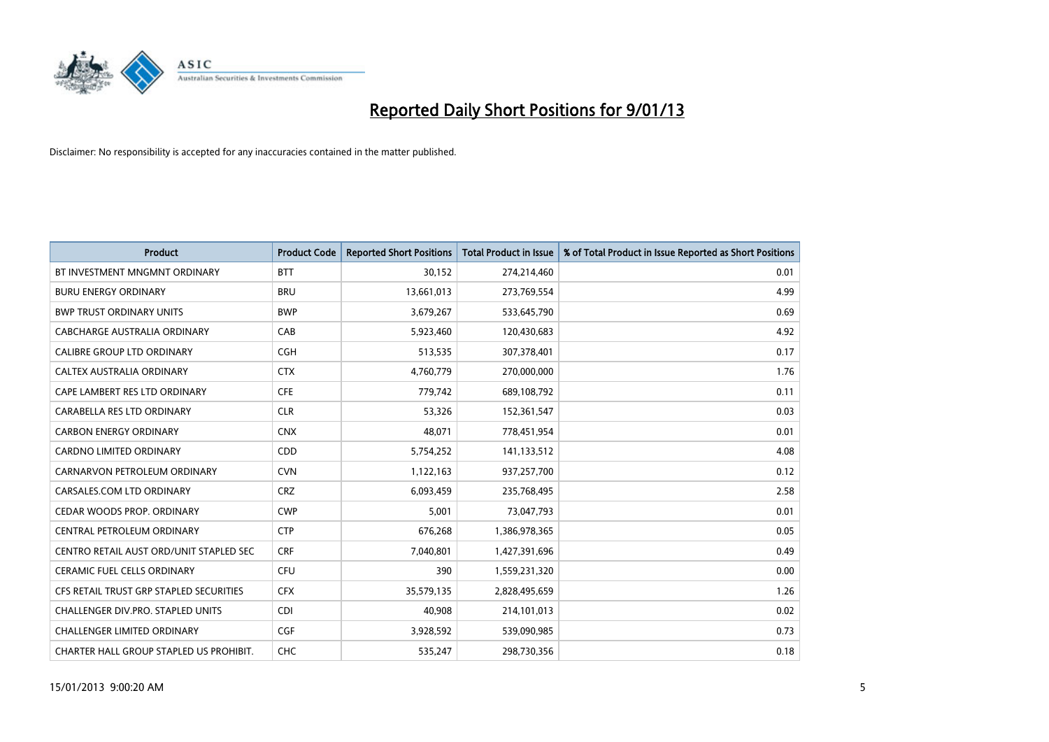# Reported Daily Short Positions for 9/01/13

Disclaimer: No responsibility is accepted for any inaccuracies contained in the matter published.

| Product | Product Code | Reported Short Positions | Total Product in Issue | % of Total Product in Issue Reported as Short Positions |
|---|---|---|---|---|
| BT INVESTMENT MNGMNT ORDINARY | BTT | 30,152 | 274,214,460 | 0.01 |
| BURU ENERGY ORDINARY | BRU | 13,661,013 | 273,769,554 | 4.99 |
| BWP TRUST ORDINARY UNITS | BWP | 3,679,267 | 533,645,790 | 0.69 |
| CABCHARGE AUSTRALIA ORDINARY | CAB | 5,923,460 | 120,430,683 | 4.92 |
| CALIBRE GROUP LTD ORDINARY | CGH | 513,535 | 307,378,401 | 0.17 |
| CALTEX AUSTRALIA ORDINARY | CTX | 4,760,779 | 270,000,000 | 1.76 |
| CAPE LAMBERT RES LTD ORDINARY | CFE | 779,742 | 689,108,792 | 0.11 |
| CARABELLA RES LTD ORDINARY | CLR | 53,326 | 152,361,547 | 0.03 |
| CARBON ENERGY ORDINARY | CNX | 48,071 | 778,451,954 | 0.01 |
| CARDNO LIMITED ORDINARY | CDD | 5,754,252 | 141,133,512 | 4.08 |
| CARNARVON PETROLEUM ORDINARY | CVN | 1,122,163 | 937,257,700 | 0.12 |
| CARSALES.COM LTD ORDINARY | CRZ | 6,093,459 | 235,768,495 | 2.58 |
| CEDAR WOODS PROP. ORDINARY | CWP | 5,001 | 73,047,793 | 0.01 |
| CENTRAL PETROLEUM ORDINARY | CTP | 676,268 | 1,386,978,365 | 0.05 |
| CENTRO RETAIL AUST ORD/UNIT STAPLED SEC | CRF | 7,040,801 | 1,427,391,696 | 0.49 |
| CERAMIC FUEL CELLS ORDINARY | CFU | 390 | 1,559,231,320 | 0.00 |
| CFS RETAIL TRUST GRP STAPLED SECURITIES | CFX | 35,579,135 | 2,828,495,659 | 1.26 |
| CHALLENGER DIV.PRO. STAPLED UNITS | CDI | 40,908 | 214,101,013 | 0.02 |
| CHALLENGER LIMITED ORDINARY | CGF | 3,928,592 | 539,090,985 | 0.73 |
| CHARTER HALL GROUP STAPLED US PROHIBIT. | CHC | 535,247 | 298,730,356 | 0.18 |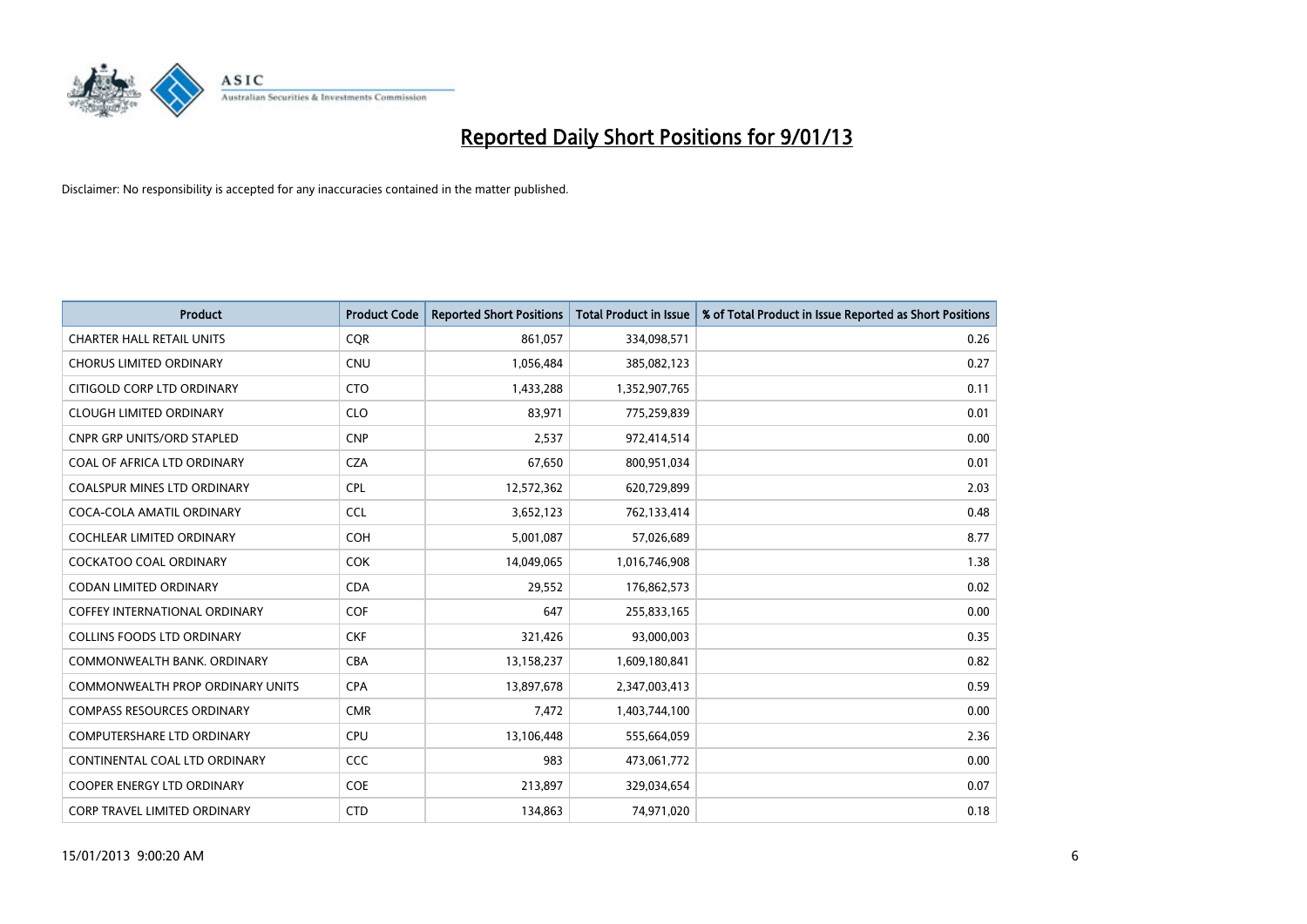# Reported Daily Short Positions for 9/01/13

Disclaimer: No responsibility is accepted for any inaccuracies contained in the matter published.

| Product | Product Code | Reported Short Positions | Total Product in Issue | % of Total Product in Issue Reported as Short Positions |
|---|---|---|---|---|
| CHARTER HALL RETAIL UNITS | CQR | 861,057 | 334,098,571 | 0.26 |
| CHORUS LIMITED ORDINARY | CNU | 1,056,484 | 385,082,123 | 0.27 |
| CITIGOLD CORP LTD ORDINARY | CTO | 1,433,288 | 1,352,907,765 | 0.11 |
| CLOUGH LIMITED ORDINARY | CLO | 83,971 | 775,259,839 | 0.01 |
| CNPR GRP UNITS/ORD STAPLED | CNP | 2,537 | 972,414,514 | 0.00 |
| COAL OF AFRICA LTD ORDINARY | CZA | 67,650 | 800,951,034 | 0.01 |
| COALSPUR MINES LTD ORDINARY | CPL | 12,572,362 | 620,729,899 | 2.03 |
| COCA-COLA AMATIL ORDINARY | CCL | 3,652,123 | 762,133,414 | 0.48 |
| COCHLEAR LIMITED ORDINARY | COH | 5,001,087 | 57,026,689 | 8.77 |
| COCKATOO COAL ORDINARY | COK | 14,049,065 | 1,016,746,908 | 1.38 |
| CODAN LIMITED ORDINARY | CDA | 29,552 | 176,862,573 | 0.02 |
| COFFEY INTERNATIONAL ORDINARY | COF | 647 | 255,833,165 | 0.00 |
| COLLINS FOODS LTD ORDINARY | CKF | 321,426 | 93,000,003 | 0.35 |
| COMMONWEALTH BANK. ORDINARY | CBA | 13,158,237 | 1,609,180,841 | 0.82 |
| COMMONWEALTH PROP ORDINARY UNITS | CPA | 13,897,678 | 2,347,003,413 | 0.59 |
| COMPASS RESOURCES ORDINARY | CMR | 7,472 | 1,403,744,100 | 0.00 |
| COMPUTERSHARE LTD ORDINARY | CPU | 13,106,448 | 555,664,059 | 2.36 |
| CONTINENTAL COAL LTD ORDINARY | CCC | 983 | 473,061,772 | 0.00 |
| COOPER ENERGY LTD ORDINARY | COE | 213,897 | 329,034,654 | 0.07 |
| CORP TRAVEL LIMITED ORDINARY | CTD | 134,863 | 74,971,020 | 0.18 |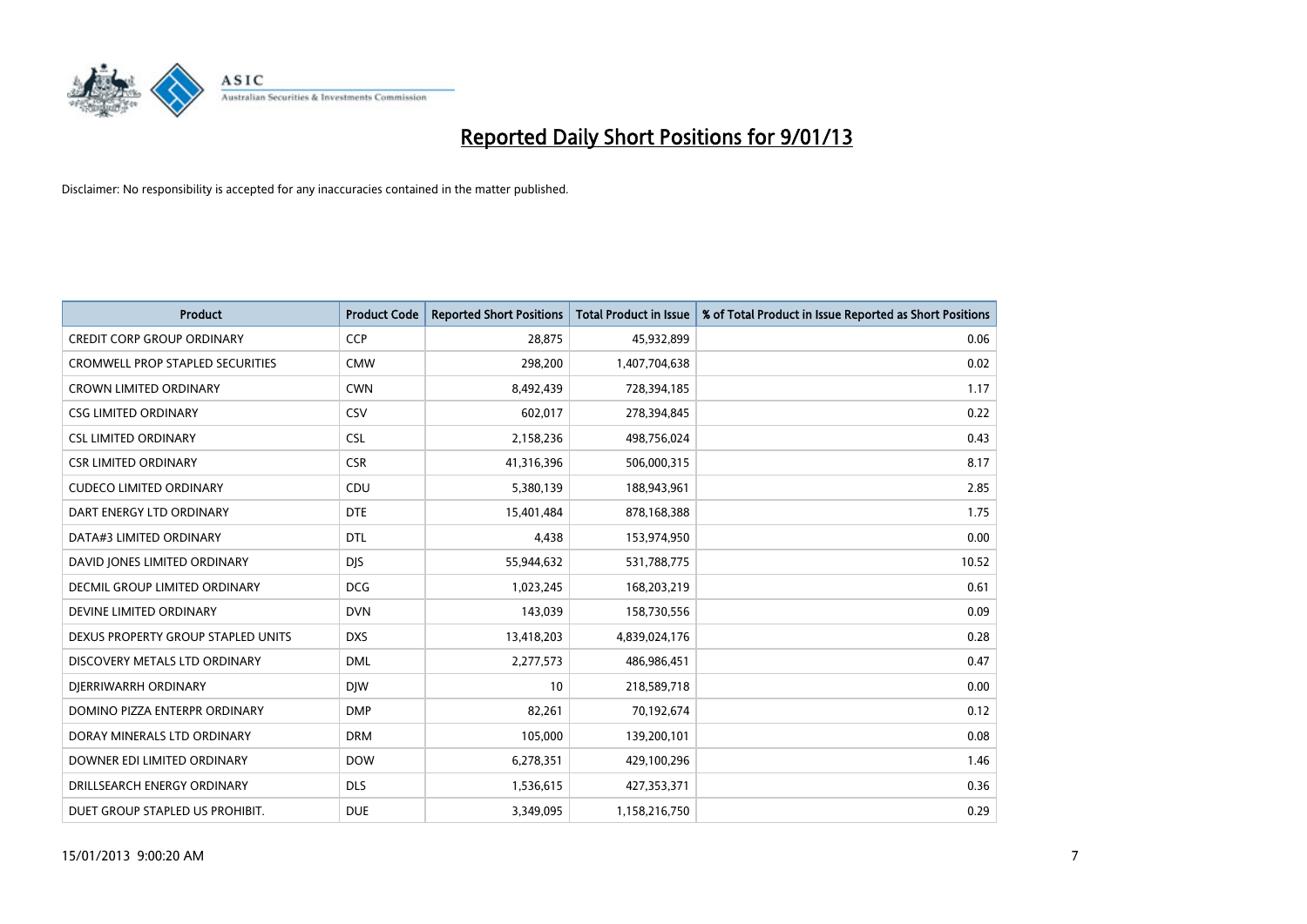# Reported Daily Short Positions for 9/01/13

Disclaimer: No responsibility is accepted for any inaccuracies contained in the matter published.

| Product | Product Code | Reported Short Positions | Total Product in Issue | % of Total Product in Issue Reported as Short Positions |
|---|---|---|---|---|
| CREDIT CORP GROUP ORDINARY | CCP | 28,875 | 45,932,899 | 0.06 |
| CROMWELL PROP STAPLED SECURITIES | CMW | 298,200 | 1,407,704,638 | 0.02 |
| CROWN LIMITED ORDINARY | CWN | 8,492,439 | 728,394,185 | 1.17 |
| CSG LIMITED ORDINARY | CSV | 602,017 | 278,394,845 | 0.22 |
| CSL LIMITED ORDINARY | CSL | 2,158,236 | 498,756,024 | 0.43 |
| CSR LIMITED ORDINARY | CSR | 41,316,396 | 506,000,315 | 8.17 |
| CUDECO LIMITED ORDINARY | CDU | 5,380,139 | 188,943,961 | 2.85 |
| DART ENERGY LTD ORDINARY | DTE | 15,401,484 | 878,168,388 | 1.75 |
| DATA#3 LIMITED ORDINARY | DTL | 4,438 | 153,974,950 | 0.00 |
| DAVID JONES LIMITED ORDINARY | DJS | 55,944,632 | 531,788,775 | 10.52 |
| DECMIL GROUP LIMITED ORDINARY | DCG | 1,023,245 | 168,203,219 | 0.61 |
| DEVINE LIMITED ORDINARY | DVN | 143,039 | 158,730,556 | 0.09 |
| DEXUS PROPERTY GROUP STAPLED UNITS | DXS | 13,418,203 | 4,839,024,176 | 0.28 |
| DISCOVERY METALS LTD ORDINARY | DML | 2,277,573 | 486,986,451 | 0.47 |
| DJERRIWARRH ORDINARY | DJW | 10 | 218,589,718 | 0.00 |
| DOMINO PIZZA ENTERPR ORDINARY | DMP | 82,261 | 70,192,674 | 0.12 |
| DORAY MINERALS LTD ORDINARY | DRM | 105,000 | 139,200,101 | 0.08 |
| DOWNER EDI LIMITED ORDINARY | DOW | 6,278,351 | 429,100,296 | 1.46 |
| DRILLSEARCH ENERGY ORDINARY | DLS | 1,536,615 | 427,353,371 | 0.36 |
| DUET GROUP STAPLED US PROHIBIT. | DUE | 3,349,095 | 1,158,216,750 | 0.29 |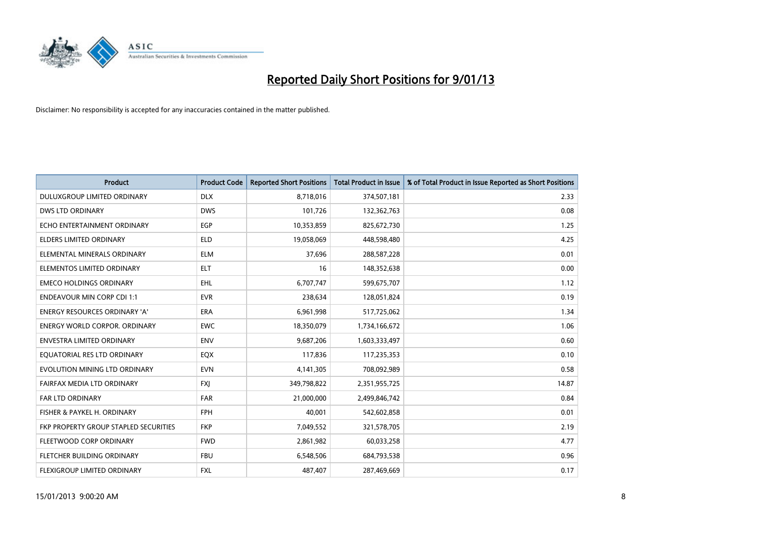# Reported Daily Short Positions for 9/01/13

Disclaimer: No responsibility is accepted for any inaccuracies contained in the matter published.

| Product | Product Code | Reported Short Positions | Total Product in Issue | % of Total Product in Issue Reported as Short Positions |
|---|---|---|---|---|
| DULUXGROUP LIMITED ORDINARY | DLX | 8,718,016 | 374,507,181 | 2.33 |
| DWS LTD ORDINARY | DWS | 101,726 | 132,362,763 | 0.08 |
| ECHO ENTERTAINMENT ORDINARY | EGP | 10,353,859 | 825,672,730 | 1.25 |
| ELDERS LIMITED ORDINARY | ELD | 19,058,069 | 448,598,480 | 4.25 |
| ELEMENTAL MINERALS ORDINARY | ELM | 37,696 | 288,587,228 | 0.01 |
| ELEMENTOS LIMITED ORDINARY | ELT | 16 | 148,352,638 | 0.00 |
| EMECO HOLDINGS ORDINARY | EHL | 6,707,747 | 599,675,707 | 1.12 |
| ENDEAVOUR MIN CORP CDI 1:1 | EVR | 238,634 | 128,051,824 | 0.19 |
| ENERGY RESOURCES ORDINARY 'A' | ERA | 6,961,998 | 517,725,062 | 1.34 |
| ENERGY WORLD CORPOR. ORDINARY | EWC | 18,350,079 | 1,734,166,672 | 1.06 |
| ENVESTRA LIMITED ORDINARY | ENV | 9,687,206 | 1,603,333,497 | 0.60 |
| EQUATORIAL RES LTD ORDINARY | EQX | 117,836 | 117,235,353 | 0.10 |
| EVOLUTION MINING LTD ORDINARY | EVN | 4,141,305 | 708,092,989 | 0.58 |
| FAIRFAX MEDIA LTD ORDINARY | FXJ | 349,798,822 | 2,351,955,725 | 14.87 |
| FAR LTD ORDINARY | FAR | 21,000,000 | 2,499,846,742 | 0.84 |
| FISHER & PAYKEL H. ORDINARY | FPH | 40,001 | 542,602,858 | 0.01 |
| FKP PROPERTY GROUP STAPLED SECURITIES | FKP | 7,049,552 | 321,578,705 | 2.19 |
| FLEETWOOD CORP ORDINARY | FWD | 2,861,982 | 60,033,258 | 4.77 |
| FLETCHER BUILDING ORDINARY | FBU | 6,548,506 | 684,793,538 | 0.96 |
| FLEXIGROUP LIMITED ORDINARY | FXL | 487,407 | 287,469,669 | 0.17 |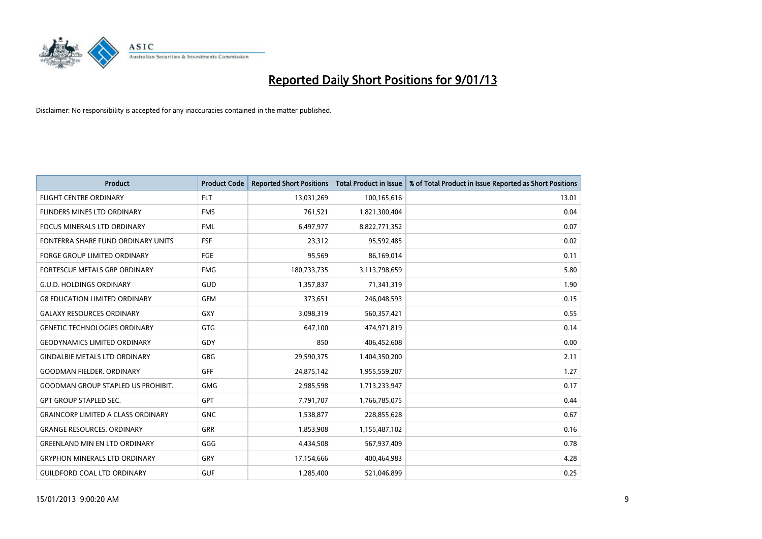# Reported Daily Short Positions for 9/01/13

Disclaimer: No responsibility is accepted for any inaccuracies contained in the matter published.

| Product | Product Code | Reported Short Positions | Total Product in Issue | % of Total Product in Issue Reported as Short Positions |
|---|---|---|---|---|
| FLIGHT CENTRE ORDINARY | FLT | 13,031,269 | 100,165,616 | 13.01 |
| FLINDERS MINES LTD ORDINARY | FMS | 761,521 | 1,821,300,404 | 0.04 |
| FOCUS MINERALS LTD ORDINARY | FML | 6,497,977 | 8,822,771,352 | 0.07 |
| FONTERRA SHARE FUND ORDINARY UNITS | FSF | 23,312 | 95,592,485 | 0.02 |
| FORGE GROUP LIMITED ORDINARY | FGE | 95,569 | 86,169,014 | 0.11 |
| FORTESCUE METALS GRP ORDINARY | FMG | 180,733,735 | 3,113,798,659 | 5.80 |
| G.U.D. HOLDINGS ORDINARY | GUD | 1,357,837 | 71,341,319 | 1.90 |
| G8 EDUCATION LIMITED ORDINARY | GEM | 373,651 | 246,048,593 | 0.15 |
| GALAXY RESOURCES ORDINARY | GXY | 3,098,319 | 560,357,421 | 0.55 |
| GENETIC TECHNOLOGIES ORDINARY | GTG | 647,100 | 474,971,819 | 0.14 |
| GEODYNAMICS LIMITED ORDINARY | GDY | 850 | 406,452,608 | 0.00 |
| GINDALBIE METALS LTD ORDINARY | GBG | 29,590,375 | 1,404,350,200 | 2.11 |
| GOODMAN FIELDER. ORDINARY | GFF | 24,875,142 | 1,955,559,207 | 1.27 |
| GOODMAN GROUP STAPLED US PROHIBIT. | GMG | 2,985,598 | 1,713,233,947 | 0.17 |
| GPT GROUP STAPLED SEC. | GPT | 7,791,707 | 1,766,785,075 | 0.44 |
| GRAINCORP LIMITED A CLASS ORDINARY | GNC | 1,538,877 | 228,855,628 | 0.67 |
| GRANGE RESOURCES. ORDINARY | GRR | 1,853,908 | 1,155,487,102 | 0.16 |
| GREENLAND MIN EN LTD ORDINARY | GGG | 4,434,508 | 567,937,409 | 0.78 |
| GRYPHON MINERALS LTD ORDINARY | GRY | 17,154,666 | 400,464,983 | 4.28 |
| GUILDFORD COAL LTD ORDINARY | GUF | 1,285,400 | 521,046,899 | 0.25 |

15/01/2013 9:00:20 AM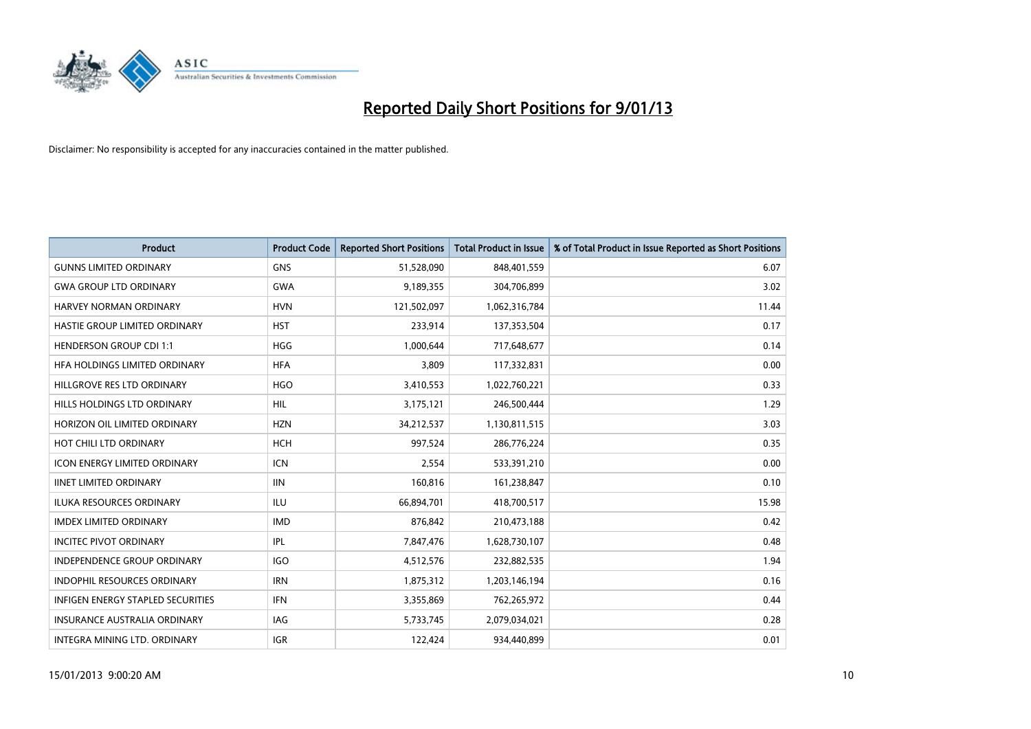# Reported Daily Short Positions for 9/01/13

Disclaimer: No responsibility is accepted for any inaccuracies contained in the matter published.

| Product | Product Code | Reported Short Positions | Total Product in Issue | % of Total Product in Issue Reported as Short Positions |
|---|---|---|---|---|
| GUNNS LIMITED ORDINARY | GNS | 51,528,090 | 848,401,559 | 6.07 |
| GWA GROUP LTD ORDINARY | GWA | 9,189,355 | 304,706,899 | 3.02 |
| HARVEY NORMAN ORDINARY | HVN | 121,502,097 | 1,062,316,784 | 11.44 |
| HASTIE GROUP LIMITED ORDINARY | HST | 233,914 | 137,353,504 | 0.17 |
| HENDERSON GROUP CDI 1:1 | HGG | 1,000,644 | 717,648,677 | 0.14 |
| HFA HOLDINGS LIMITED ORDINARY | HFA | 3,809 | 117,332,831 | 0.00 |
| HILLGROVE RES LTD ORDINARY | HGO | 3,410,553 | 1,022,760,221 | 0.33 |
| HILLS HOLDINGS LTD ORDINARY | HIL | 3,175,121 | 246,500,444 | 1.29 |
| HORIZON OIL LIMITED ORDINARY | HZN | 34,212,537 | 1,130,811,515 | 3.03 |
| HOT CHILI LTD ORDINARY | HCH | 997,524 | 286,776,224 | 0.35 |
| ICON ENERGY LIMITED ORDINARY | ICN | 2,554 | 533,391,210 | 0.00 |
| IINET LIMITED ORDINARY | IIN | 160,816 | 161,238,847 | 0.10 |
| ILUKA RESOURCES ORDINARY | ILU | 66,894,701 | 418,700,517 | 15.98 |
| IMDEX LIMITED ORDINARY | IMD | 876,842 | 210,473,188 | 0.42 |
| INCITEC PIVOT ORDINARY | IPL | 7,847,476 | 1,628,730,107 | 0.48 |
| INDEPENDENCE GROUP ORDINARY | IGO | 4,512,576 | 232,882,535 | 1.94 |
| INDOPHIL RESOURCES ORDINARY | IRN | 1,875,312 | 1,203,146,194 | 0.16 |
| INFIGEN ENERGY STAPLED SECURITIES | IFN | 3,355,869 | 762,265,972 | 0.44 |
| INSURANCE AUSTRALIA ORDINARY | IAG | 5,733,745 | 2,079,034,021 | 0.28 |
| INTEGRA MINING LTD. ORDINARY | IGR | 122,424 | 934,440,899 | 0.01 |

15/01/2013 9:00:20 AM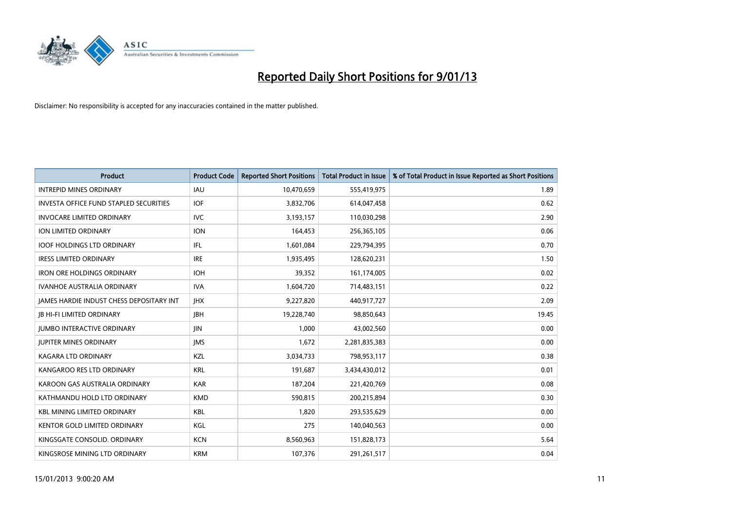# Reported Daily Short Positions for 9/01/13

Disclaimer: No responsibility is accepted for any inaccuracies contained in the matter published.

| Product | Product Code | Reported Short Positions | Total Product in Issue | % of Total Product in Issue Reported as Short Positions |
|---|---|---|---|---|
| INTREPID MINES ORDINARY | IAU | 10,470,659 | 555,419,975 | 1.89 |
| INVESTA OFFICE FUND STAPLED SECURITIES | IOF | 3,832,706 | 614,047,458 | 0.62 |
| INVOCARE LIMITED ORDINARY | IVC | 3,193,157 | 110,030,298 | 2.90 |
| ION LIMITED ORDINARY | ION | 164,453 | 256,365,105 | 0.06 |
| IOOF HOLDINGS LTD ORDINARY | IFL | 1,601,084 | 229,794,395 | 0.70 |
| IRESS LIMITED ORDINARY | IRE | 1,935,495 | 128,620,231 | 1.50 |
| IRON ORE HOLDINGS ORDINARY | IOH | 39,352 | 161,174,005 | 0.02 |
| IVANHOE AUSTRALIA ORDINARY | IVA | 1,604,720 | 714,483,151 | 0.22 |
| JAMES HARDIE INDUST CHESS DEPOSITARY INT | JHX | 9,227,820 | 440,917,727 | 2.09 |
| JB HI-FI LIMITED ORDINARY | JBH | 19,228,740 | 98,850,643 | 19.45 |
| JUMBO INTERACTIVE ORDINARY | JIN | 1,000 | 43,002,560 | 0.00 |
| JUPITER MINES ORDINARY | JMS | 1,672 | 2,281,835,383 | 0.00 |
| KAGARA LTD ORDINARY | KZL | 3,034,733 | 798,953,117 | 0.38 |
| KANGAROO RES LTD ORDINARY | KRL | 191,687 | 3,434,430,012 | 0.01 |
| KAROON GAS AUSTRALIA ORDINARY | KAR | 187,204 | 221,420,769 | 0.08 |
| KATHMANDU HOLD LTD ORDINARY | KMD | 590,815 | 200,215,894 | 0.30 |
| KBL MINING LIMITED ORDINARY | KBL | 1,820 | 293,535,629 | 0.00 |
| KENTOR GOLD LIMITED ORDINARY | KGL | 275 | 140,040,563 | 0.00 |
| KINGSGATE CONSOLID. ORDINARY | KCN | 8,560,963 | 151,828,173 | 5.64 |
| KINGSROSE MINING LTD ORDINARY | KRM | 107,376 | 291,261,517 | 0.04 |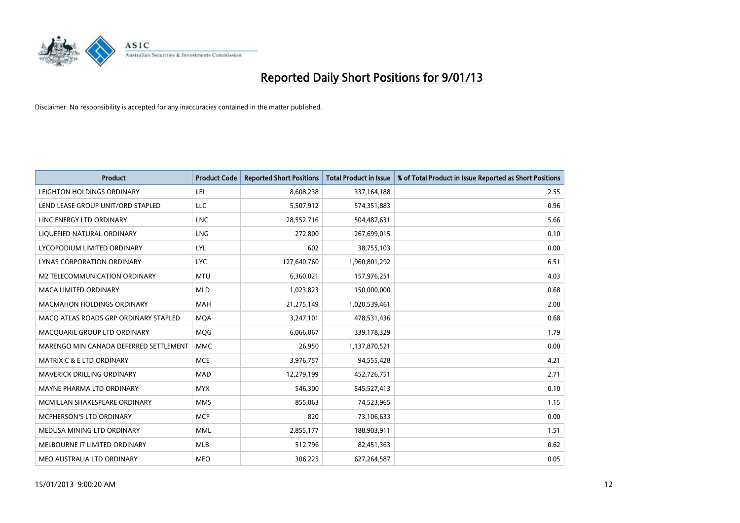# Reported Daily Short Positions for 9/01/13

Disclaimer: No responsibility is accepted for any inaccuracies contained in the matter published.

| Product | Product Code | Reported Short Positions | Total Product in Issue | % of Total Product in Issue Reported as Short Positions |
|---|---|---|---|---|
| LEIGHTON HOLDINGS ORDINARY | LEI | 8,608,238 | 337,164,188 | 2.55 |
| LEND LEASE GROUP UNIT/ORD STAPLED | LLC | 5,507,912 | 574,351,883 | 0.96 |
| LINC ENERGY LTD ORDINARY | LNC | 28,552,716 | 504,487,631 | 5.66 |
| LIQUEFIED NATURAL ORDINARY | LNG | 272,800 | 267,699,015 | 0.10 |
| LYCOPODIUM LIMITED ORDINARY | LYL | 602 | 38,755,103 | 0.00 |
| LYNAS CORPORATION ORDINARY | LYC | 127,640,760 | 1,960,801,292 | 6.51 |
| M2 TELECOMMUNICATION ORDINARY | MTU | 6,360,021 | 157,976,251 | 4.03 |
| MACA LIMITED ORDINARY | MLD | 1,023,823 | 150,000,000 | 0.68 |
| MACMAHON HOLDINGS ORDINARY | MAH | 21,275,149 | 1,020,539,461 | 2.08 |
| MACQ ATLAS ROADS GRP ORDINARY STAPLED | MQA | 3,247,101 | 478,531,436 | 0.68 |
| MACQUARIE GROUP LTD ORDINARY | MQG | 6,066,067 | 339,178,329 | 1.79 |
| MARENGO MIN CANADA DEFERRED SETTLEMENT | MMC | 26,950 | 1,137,870,521 | 0.00 |
| MATRIX C & E LTD ORDINARY | MCE | 3,976,757 | 94,555,428 | 4.21 |
| MAVERICK DRILLING ORDINARY | MAD | 12,279,199 | 452,726,751 | 2.71 |
| MAYNE PHARMA LTD ORDINARY | MYX | 546,300 | 545,527,413 | 0.10 |
| MCMILLAN SHAKESPEARE ORDINARY | MMS | 855,063 | 74,523,965 | 1.15 |
| MCPHERSON'S LTD ORDINARY | MCP | 820 | 73,106,633 | 0.00 |
| MEDUSA MINING LTD ORDINARY | MML | 2,855,177 | 188,903,911 | 1.51 |
| MELBOURNE IT LIMITED ORDINARY | MLB | 512,796 | 82,451,363 | 0.62 |
| MEO AUSTRALIA LTD ORDINARY | MEO | 306,225 | 627,264,587 | 0.05 |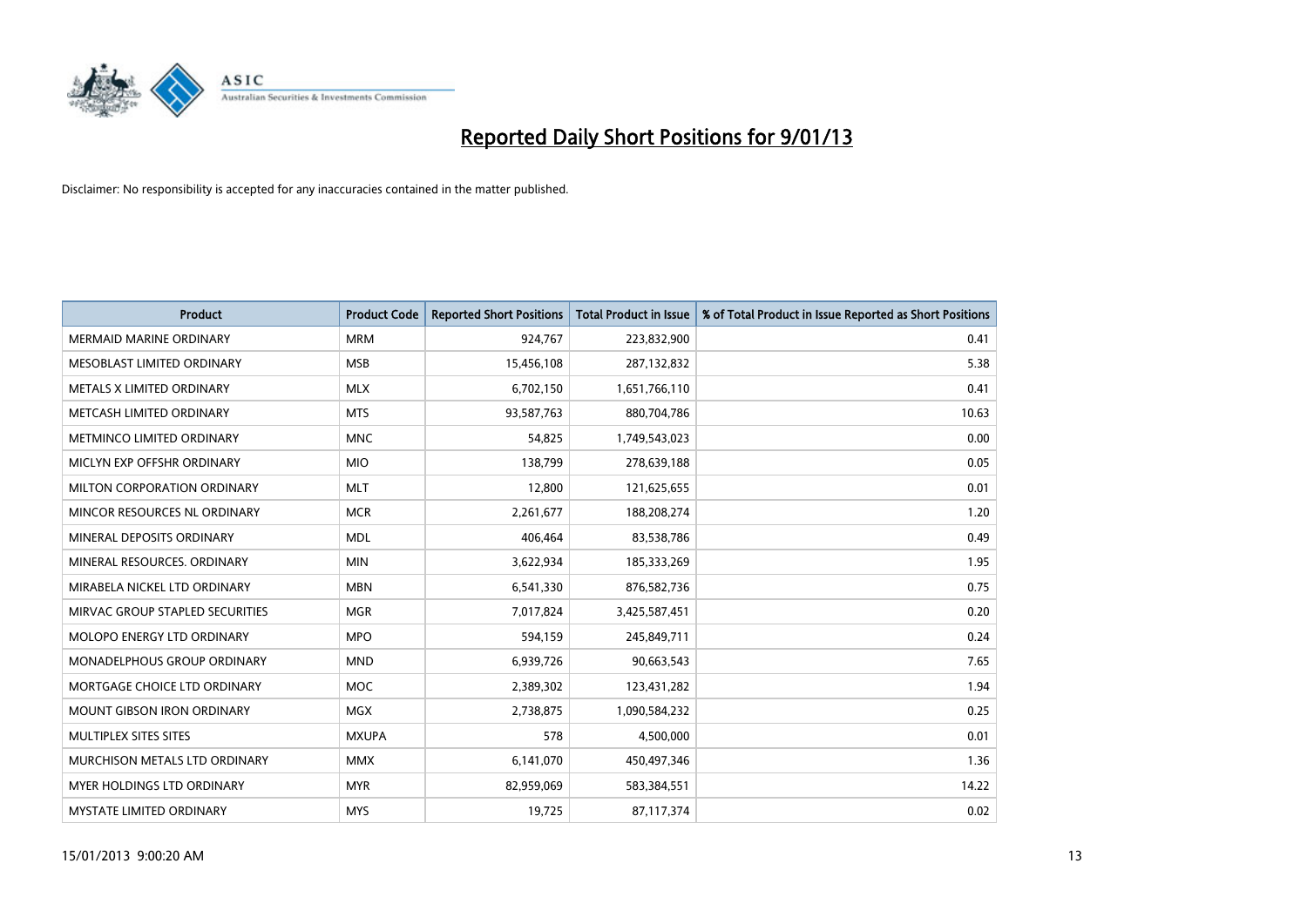# Reported Daily Short Positions for 9/01/13

Disclaimer: No responsibility is accepted for any inaccuracies contained in the matter published.

| Product | Product Code | Reported Short Positions | Total Product in Issue | % of Total Product in Issue Reported as Short Positions |
|---|---|---|---|---|
| MERMAID MARINE ORDINARY | MRM | 924,767 | 223,832,900 | 0.41 |
| MESOBLAST LIMITED ORDINARY | MSB | 15,456,108 | 287,132,832 | 5.38 |
| METALS X LIMITED ORDINARY | MLX | 6,702,150 | 1,651,766,110 | 0.41 |
| METCASH LIMITED ORDINARY | MTS | 93,587,763 | 880,704,786 | 10.63 |
| METMINCO LIMITED ORDINARY | MNC | 54,825 | 1,749,543,023 | 0.00 |
| MICLYN EXP OFFSHR ORDINARY | MIO | 138,799 | 278,639,188 | 0.05 |
| MILTON CORPORATION ORDINARY | MLT | 12,800 | 121,625,655 | 0.01 |
| MINCOR RESOURCES NL ORDINARY | MCR | 2,261,677 | 188,208,274 | 1.20 |
| MINERAL DEPOSITS ORDINARY | MDL | 406,464 | 83,538,786 | 0.49 |
| MINERAL RESOURCES. ORDINARY | MIN | 3,622,934 | 185,333,269 | 1.95 |
| MIRABELA NICKEL LTD ORDINARY | MBN | 6,541,330 | 876,582,736 | 0.75 |
| MIRVAC GROUP STAPLED SECURITIES | MGR | 7,017,824 | 3,425,587,451 | 0.20 |
| MOLOPO ENERGY LTD ORDINARY | MPO | 594,159 | 245,849,711 | 0.24 |
| MONADELPHOUS GROUP ORDINARY | MND | 6,939,726 | 90,663,543 | 7.65 |
| MORTGAGE CHOICE LTD ORDINARY | MOC | 2,389,302 | 123,431,282 | 1.94 |
| MOUNT GIBSON IRON ORDINARY | MGX | 2,738,875 | 1,090,584,232 | 0.25 |
| MULTIPLEX SITES SITES | MXUPA | 578 | 4,500,000 | 0.01 |
| MURCHISON METALS LTD ORDINARY | MMX | 6,141,070 | 450,497,346 | 1.36 |
| MYER HOLDINGS LTD ORDINARY | MYR | 82,959,069 | 583,384,551 | 14.22 |
| MYSTATE LIMITED ORDINARY | MYS | 19,725 | 87,117,374 | 0.02 |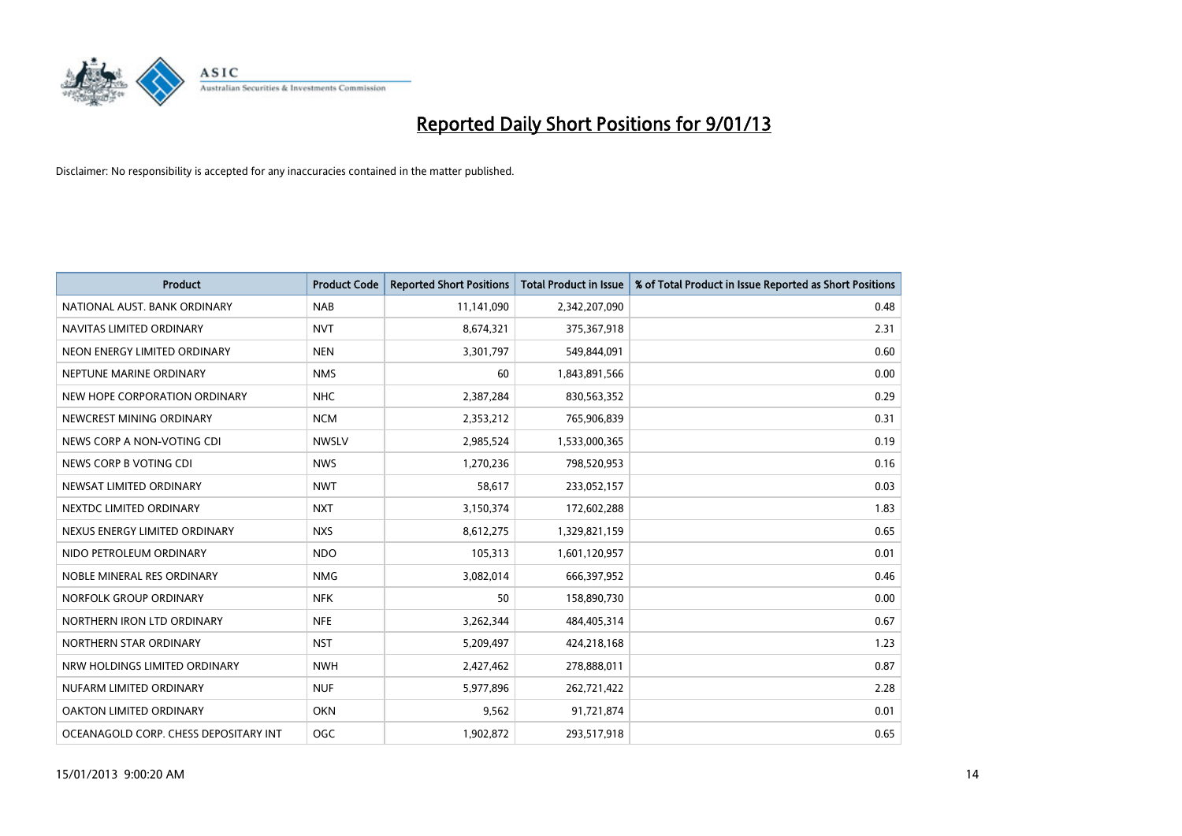# Reported Daily Short Positions for 9/01/13

Disclaimer: No responsibility is accepted for any inaccuracies contained in the matter published.

| Product | Product Code | Reported Short Positions | Total Product in Issue | % of Total Product in Issue Reported as Short Positions |
|---|---|---|---|---|
| NATIONAL AUST. BANK ORDINARY | NAB | 11,141,090 | 2,342,207,090 | 0.48 |
| NAVITAS LIMITED ORDINARY | NVT | 8,674,321 | 375,367,918 | 2.31 |
| NEON ENERGY LIMITED ORDINARY | NEN | 3,301,797 | 549,844,091 | 0.60 |
| NEPTUNE MARINE ORDINARY | NMS | 60 | 1,843,891,566 | 0.00 |
| NEW HOPE CORPORATION ORDINARY | NHC | 2,387,284 | 830,563,352 | 0.29 |
| NEWCREST MINING ORDINARY | NCM | 2,353,212 | 765,906,839 | 0.31 |
| NEWS CORP A NON-VOTING CDI | NWSLV | 2,985,524 | 1,533,000,365 | 0.19 |
| NEWS CORP B VOTING CDI | NWS | 1,270,236 | 798,520,953 | 0.16 |
| NEWSAT LIMITED ORDINARY | NWT | 58,617 | 233,052,157 | 0.03 |
| NEXTDC LIMITED ORDINARY | NXT | 3,150,374 | 172,602,288 | 1.83 |
| NEXUS ENERGY LIMITED ORDINARY | NXS | 8,612,275 | 1,329,821,159 | 0.65 |
| NIDO PETROLEUM ORDINARY | NDO | 105,313 | 1,601,120,957 | 0.01 |
| NOBLE MINERAL RES ORDINARY | NMG | 3,082,014 | 666,397,952 | 0.46 |
| NORFOLK GROUP ORDINARY | NFK | 50 | 158,890,730 | 0.00 |
| NORTHERN IRON LTD ORDINARY | NFE | 3,262,344 | 484,405,314 | 0.67 |
| NORTHERN STAR ORDINARY | NST | 5,209,497 | 424,218,168 | 1.23 |
| NRW HOLDINGS LIMITED ORDINARY | NWH | 2,427,462 | 278,888,011 | 0.87 |
| NUFARM LIMITED ORDINARY | NUF | 5,977,896 | 262,721,422 | 2.28 |
| OAKTON LIMITED ORDINARY | OKN | 9,562 | 91,721,874 | 0.01 |
| OCEANAGOLD CORP. CHESS DEPOSITARY INT | OGC | 1,902,872 | 293,517,918 | 0.65 |

15/01/2013 9:00:20 AM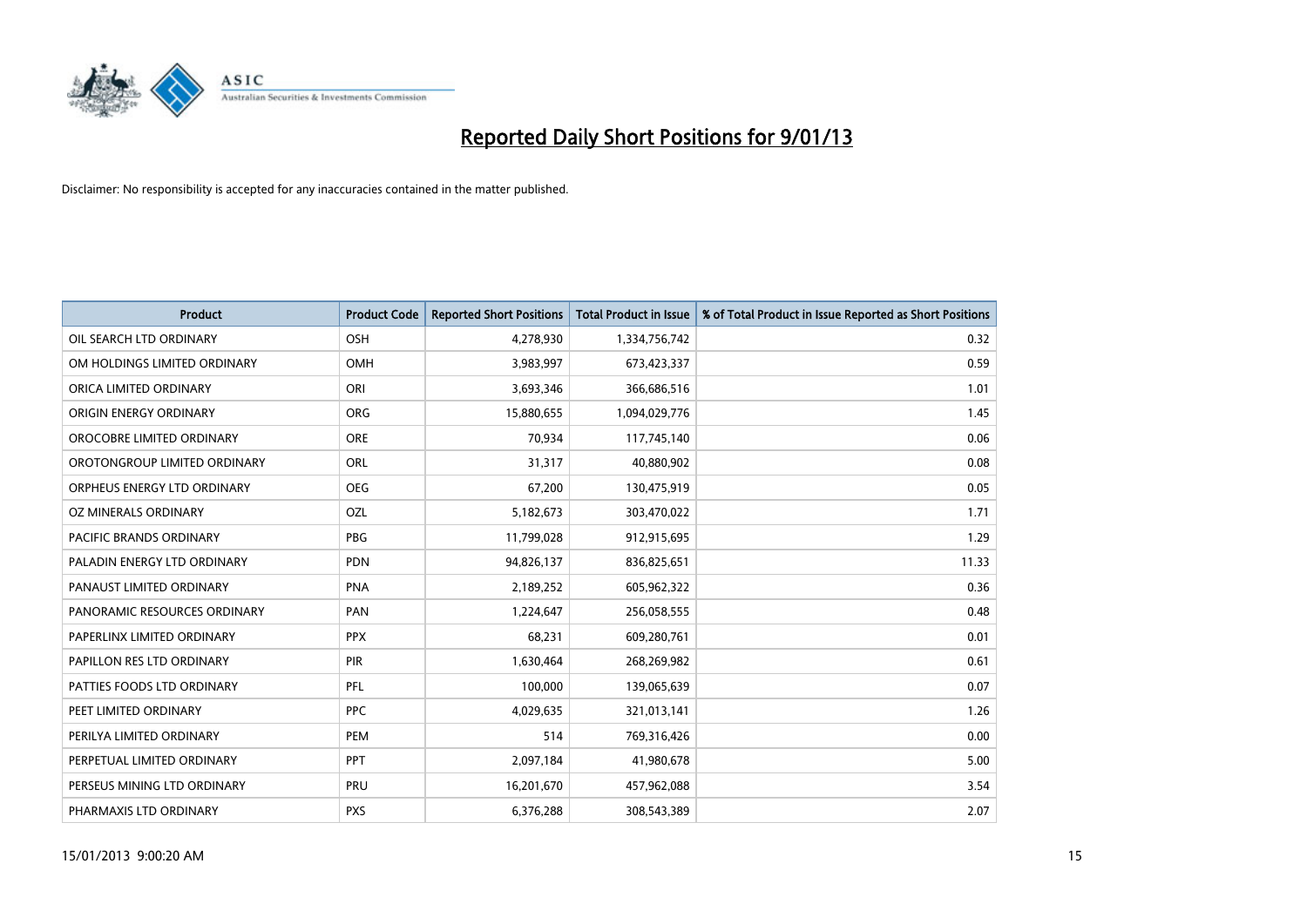# Reported Daily Short Positions for 9/01/13

Disclaimer: No responsibility is accepted for any inaccuracies contained in the matter published.

| Product | Product Code | Reported Short Positions | Total Product in Issue | % of Total Product in Issue Reported as Short Positions |
|---|---|---|---|---|
| OIL SEARCH LTD ORDINARY | OSH | 4,278,930 | 1,334,756,742 | 0.32 |
| OM HOLDINGS LIMITED ORDINARY | OMH | 3,983,997 | 673,423,337 | 0.59 |
| ORICA LIMITED ORDINARY | ORI | 3,693,346 | 366,686,516 | 1.01 |
| ORIGIN ENERGY ORDINARY | ORG | 15,880,655 | 1,094,029,776 | 1.45 |
| OROCOBRE LIMITED ORDINARY | ORE | 70,934 | 117,745,140 | 0.06 |
| OROTONGROUP LIMITED ORDINARY | ORL | 31,317 | 40,880,902 | 0.08 |
| ORPHEUS ENERGY LTD ORDINARY | OEG | 67,200 | 130,475,919 | 0.05 |
| OZ MINERALS ORDINARY | OZL | 5,182,673 | 303,470,022 | 1.71 |
| PACIFIC BRANDS ORDINARY | PBG | 11,799,028 | 912,915,695 | 1.29 |
| PALADIN ENERGY LTD ORDINARY | PDN | 94,826,137 | 836,825,651 | 11.33 |
| PANAUST LIMITED ORDINARY | PNA | 2,189,252 | 605,962,322 | 0.36 |
| PANORAMIC RESOURCES ORDINARY | PAN | 1,224,647 | 256,058,555 | 0.48 |
| PAPERLINX LIMITED ORDINARY | PPX | 68,231 | 609,280,761 | 0.01 |
| PAPILLON RES LTD ORDINARY | PIR | 1,630,464 | 268,269,982 | 0.61 |
| PATTIES FOODS LTD ORDINARY | PFL | 100,000 | 139,065,639 | 0.07 |
| PEET LIMITED ORDINARY | PPC | 4,029,635 | 321,013,141 | 1.26 |
| PERILYA LIMITED ORDINARY | PEM | 514 | 769,316,426 | 0.00 |
| PERPETUAL LIMITED ORDINARY | PPT | 2,097,184 | 41,980,678 | 5.00 |
| PERSEUS MINING LTD ORDINARY | PRU | 16,201,670 | 457,962,088 | 3.54 |
| PHARMAXIS LTD ORDINARY | PXS | 6,376,288 | 308,543,389 | 2.07 |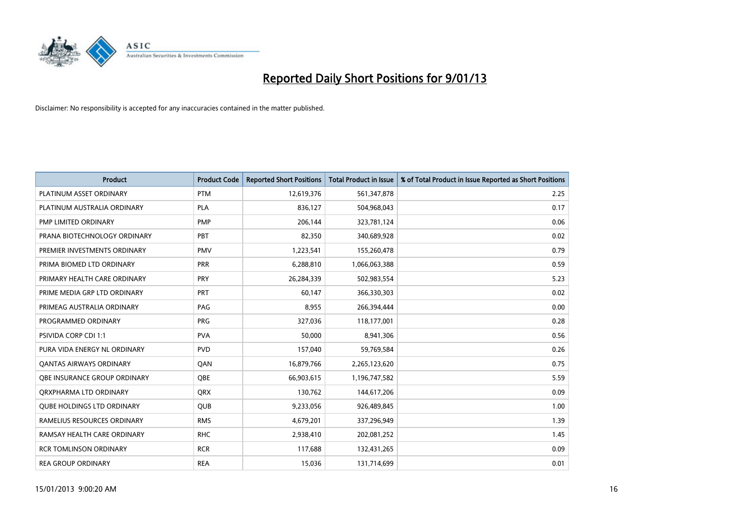# Reported Daily Short Positions for 9/01/13

Disclaimer: No responsibility is accepted for any inaccuracies contained in the matter published.

| Product | Product Code | Reported Short Positions | Total Product in Issue | % of Total Product in Issue Reported as Short Positions |
|---|---|---|---|---|
| PLATINUM ASSET ORDINARY | PTM | 12,619,376 | 561,347,878 | 2.25 |
| PLATINUM AUSTRALIA ORDINARY | PLA | 836,127 | 504,968,043 | 0.17 |
| PMP LIMITED ORDINARY | PMP | 206,144 | 323,781,124 | 0.06 |
| PRANA BIOTECHNOLOGY ORDINARY | PBT | 82,350 | 340,689,928 | 0.02 |
| PREMIER INVESTMENTS ORDINARY | PMV | 1,223,541 | 155,260,478 | 0.79 |
| PRIMA BIOMED LTD ORDINARY | PRR | 6,288,810 | 1,066,063,388 | 0.59 |
| PRIMARY HEALTH CARE ORDINARY | PRY | 26,284,339 | 502,983,554 | 5.23 |
| PRIME MEDIA GRP LTD ORDINARY | PRT | 60,147 | 366,330,303 | 0.02 |
| PRIMEAG AUSTRALIA ORDINARY | PAG | 8,955 | 266,394,444 | 0.00 |
| PROGRAMMED ORDINARY | PRG | 327,036 | 118,177,001 | 0.28 |
| PSIVIDA CORP CDI 1:1 | PVA | 50,000 | 8,941,306 | 0.56 |
| PURA VIDA ENERGY NL ORDINARY | PVD | 157,040 | 59,769,584 | 0.26 |
| QANTAS AIRWAYS ORDINARY | QAN | 16,879,766 | 2,265,123,620 | 0.75 |
| QBE INSURANCE GROUP ORDINARY | QBE | 66,903,615 | 1,196,747,582 | 5.59 |
| QRXPHARMA LTD ORDINARY | QRX | 130,762 | 144,617,206 | 0.09 |
| QUBE HOLDINGS LTD ORDINARY | QUB | 9,233,056 | 926,489,845 | 1.00 |
| RAMELIUS RESOURCES ORDINARY | RMS | 4,679,201 | 337,296,949 | 1.39 |
| RAMSAY HEALTH CARE ORDINARY | RHC | 2,938,410 | 202,081,252 | 1.45 |
| RCR TOMLINSON ORDINARY | RCR | 117,688 | 132,431,265 | 0.09 |
| REA GROUP ORDINARY | REA | 15,036 | 131,714,699 | 0.01 |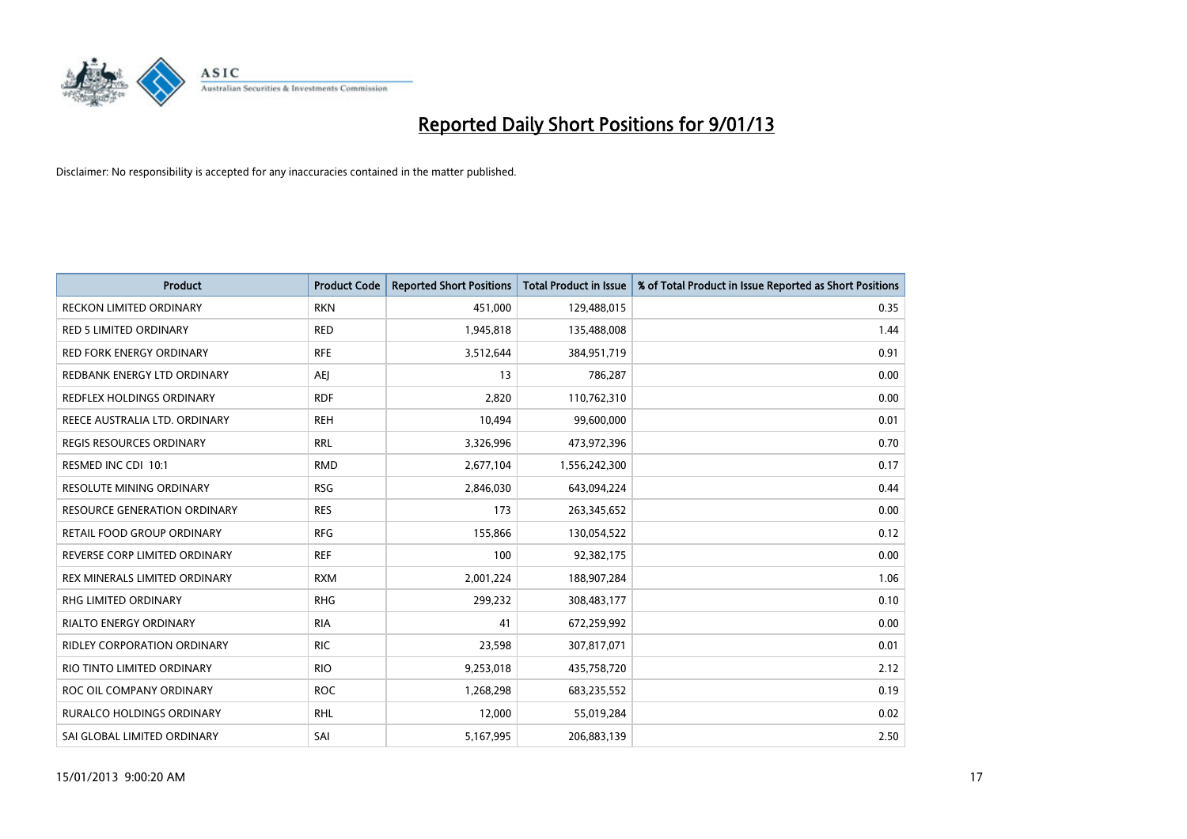# Reported Daily Short Positions for 9/01/13

Disclaimer: No responsibility is accepted for any inaccuracies contained in the matter published.

| Product | Product Code | Reported Short Positions | Total Product in Issue | % of Total Product in Issue Reported as Short Positions |
|---|---|---|---|---|
| RECKON LIMITED ORDINARY | RKN | 451,000 | 129,488,015 | 0.35 |
| RED 5 LIMITED ORDINARY | RED | 1,945,818 | 135,488,008 | 1.44 |
| RED FORK ENERGY ORDINARY | RFE | 3,512,644 | 384,951,719 | 0.91 |
| REDBANK ENERGY LTD ORDINARY | AEJ | 13 | 786,287 | 0.00 |
| REDFLEX HOLDINGS ORDINARY | RDF | 2,820 | 110,762,310 | 0.00 |
| REECE AUSTRALIA LTD. ORDINARY | REH | 10,494 | 99,600,000 | 0.01 |
| REGIS RESOURCES ORDINARY | RRL | 3,326,996 | 473,972,396 | 0.70 |
| RESMED INC CDI 10:1 | RMD | 2,677,104 | 1,556,242,300 | 0.17 |
| RESOLUTE MINING ORDINARY | RSG | 2,846,030 | 643,094,224 | 0.44 |
| RESOURCE GENERATION ORDINARY | RES | 173 | 263,345,652 | 0.00 |
| RETAIL FOOD GROUP ORDINARY | RFG | 155,866 | 130,054,522 | 0.12 |
| REVERSE CORP LIMITED ORDINARY | REF | 100 | 92,382,175 | 0.00 |
| REX MINERALS LIMITED ORDINARY | RXM | 2,001,224 | 188,907,284 | 1.06 |
| RHG LIMITED ORDINARY | RHG | 299,232 | 308,483,177 | 0.10 |
| RIALTO ENERGY ORDINARY | RIA | 41 | 672,259,992 | 0.00 |
| RIDLEY CORPORATION ORDINARY | RIC | 23,598 | 307,817,071 | 0.01 |
| RIO TINTO LIMITED ORDINARY | RIO | 9,253,018 | 435,758,720 | 2.12 |
| ROC OIL COMPANY ORDINARY | ROC | 1,268,298 | 683,235,552 | 0.19 |
| RURALCO HOLDINGS ORDINARY | RHL | 12,000 | 55,019,284 | 0.02 |
| SAI GLOBAL LIMITED ORDINARY | SAI | 5,167,995 | 206,883,139 | 2.50 |

15/01/2013 9:00:20 AM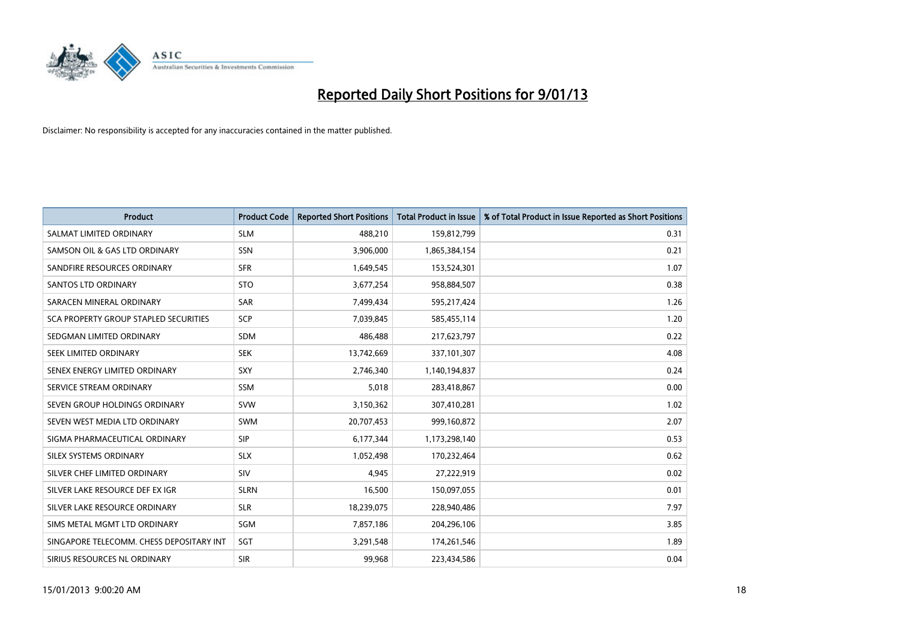# Reported Daily Short Positions for 9/01/13

Disclaimer: No responsibility is accepted for any inaccuracies contained in the matter published.

| Product | Product Code | Reported Short Positions | Total Product in Issue | % of Total Product in Issue Reported as Short Positions |
|---|---|---|---|---|
| SALMAT LIMITED ORDINARY | SLM | 488,210 | 159,812,799 | 0.31 |
| SAMSON OIL & GAS LTD ORDINARY | SSN | 3,906,000 | 1,865,384,154 | 0.21 |
| SANDFIRE RESOURCES ORDINARY | SFR | 1,649,545 | 153,524,301 | 1.07 |
| SANTOS LTD ORDINARY | STO | 3,677,254 | 958,884,507 | 0.38 |
| SARACEN MINERAL ORDINARY | SAR | 7,499,434 | 595,217,424 | 1.26 |
| SCA PROPERTY GROUP STAPLED SECURITIES | SCP | 7,039,845 | 585,455,114 | 1.20 |
| SEDGMAN LIMITED ORDINARY | SDM | 486,488 | 217,623,797 | 0.22 |
| SEEK LIMITED ORDINARY | SEK | 13,742,669 | 337,101,307 | 4.08 |
| SENEX ENERGY LIMITED ORDINARY | SXY | 2,746,340 | 1,140,194,837 | 0.24 |
| SERVICE STREAM ORDINARY | SSM | 5,018 | 283,418,867 | 0.00 |
| SEVEN GROUP HOLDINGS ORDINARY | SVW | 3,150,362 | 307,410,281 | 1.02 |
| SEVEN WEST MEDIA LTD ORDINARY | SWM | 20,707,453 | 999,160,872 | 2.07 |
| SIGMA PHARMACEUTICAL ORDINARY | SIP | 6,177,344 | 1,173,298,140 | 0.53 |
| SILEX SYSTEMS ORDINARY | SLX | 1,052,498 | 170,232,464 | 0.62 |
| SILVER CHEF LIMITED ORDINARY | SIV | 4,945 | 27,222,919 | 0.02 |
| SILVER LAKE RESOURCE DEF EX IGR | SLRN | 16,500 | 150,097,055 | 0.01 |
| SILVER LAKE RESOURCE ORDINARY | SLR | 18,239,075 | 228,940,486 | 7.97 |
| SIMS METAL MGMT LTD ORDINARY | SGM | 7,857,186 | 204,296,106 | 3.85 |
| SINGAPORE TELECOMM. CHESS DEPOSITARY INT | SGT | 3,291,548 | 174,261,546 | 1.89 |
| SIRIUS RESOURCES NL ORDINARY | SIR | 99,968 | 223,434,586 | 0.04 |

15/01/2013 9:00:20 AM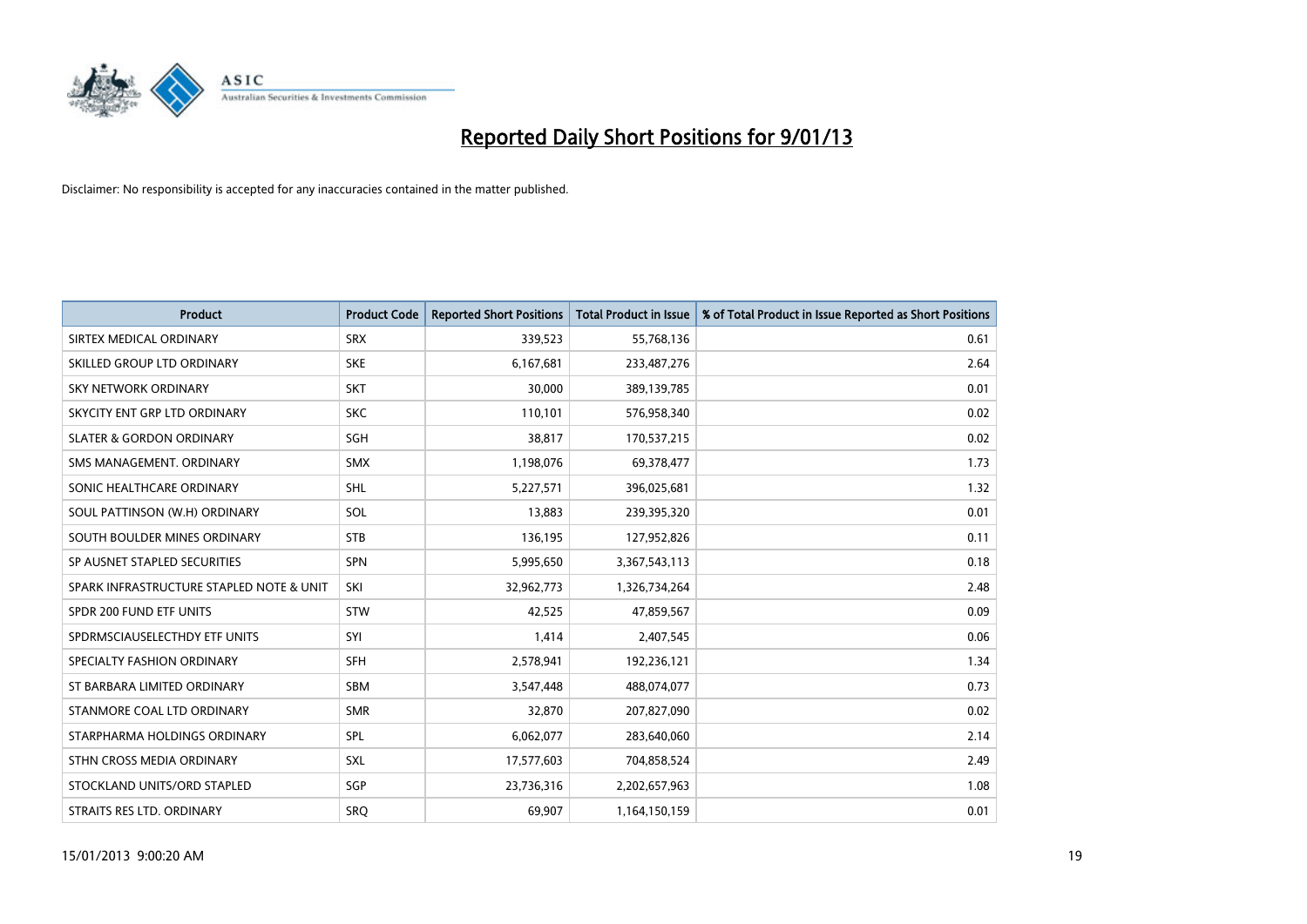# Reported Daily Short Positions for 9/01/13

Disclaimer: No responsibility is accepted for any inaccuracies contained in the matter published.

| Product | Product Code | Reported Short Positions | Total Product in Issue | % of Total Product in Issue Reported as Short Positions |
|---|---|---|---|---|
| SIRTEX MEDICAL ORDINARY | SRX | 339,523 | 55,768,136 | 0.61 |
| SKILLED GROUP LTD ORDINARY | SKE | 6,167,681 | 233,487,276 | 2.64 |
| SKY NETWORK ORDINARY | SKT | 30,000 | 389,139,785 | 0.01 |
| SKYCITY ENT GRP LTD ORDINARY | SKC | 110,101 | 576,958,340 | 0.02 |
| SLATER & GORDON ORDINARY | SGH | 38,817 | 170,537,215 | 0.02 |
| SMS MANAGEMENT. ORDINARY | SMX | 1,198,076 | 69,378,477 | 1.73 |
| SONIC HEALTHCARE ORDINARY | SHL | 5,227,571 | 396,025,681 | 1.32 |
| SOUL PATTINSON (W.H) ORDINARY | SOL | 13,883 | 239,395,320 | 0.01 |
| SOUTH BOULDER MINES ORDINARY | STB | 136,195 | 127,952,826 | 0.11 |
| SP AUSNET STAPLED SECURITIES | SPN | 5,995,650 | 3,367,543,113 | 0.18 |
| SPARK INFRASTRUCTURE STAPLED NOTE & UNIT | SKI | 32,962,773 | 1,326,734,264 | 2.48 |
| SPDR 200 FUND ETF UNITS | STW | 42,525 | 47,859,567 | 0.09 |
| SPDRMSCIAUSELECTHDY ETF UNITS | SYI | 1,414 | 2,407,545 | 0.06 |
| SPECIALTY FASHION ORDINARY | SFH | 2,578,941 | 192,236,121 | 1.34 |
| ST BARBARA LIMITED ORDINARY | SBM | 3,547,448 | 488,074,077 | 0.73 |
| STANMORE COAL LTD ORDINARY | SMR | 32,870 | 207,827,090 | 0.02 |
| STARPHARMA HOLDINGS ORDINARY | SPL | 6,062,077 | 283,640,060 | 2.14 |
| STHN CROSS MEDIA ORDINARY | SXL | 17,577,603 | 704,858,524 | 2.49 |
| STOCKLAND UNITS/ORD STAPLED | SGP | 23,736,316 | 2,202,657,963 | 1.08 |
| STRAITS RES LTD. ORDINARY | SRQ | 69,907 | 1,164,150,159 | 0.01 |

15/01/2013 9:00:20 AM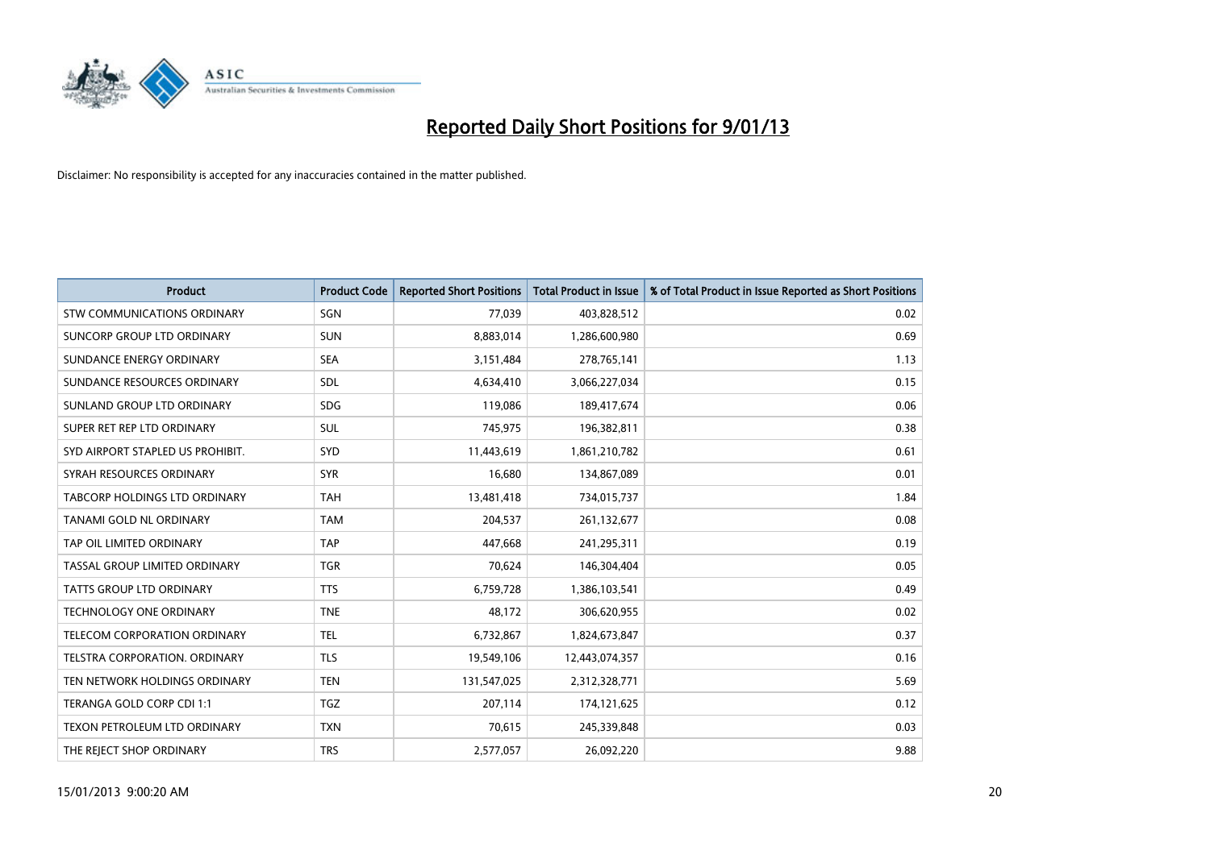# Reported Daily Short Positions for 9/01/13

Disclaimer: No responsibility is accepted for any inaccuracies contained in the matter published.

| Product | Product Code | Reported Short Positions | Total Product in Issue | % of Total Product in Issue Reported as Short Positions |
| --- | --- | --- | --- | --- |
| STW COMMUNICATIONS ORDINARY | SGN | 77,039 | 403,828,512 | 0.02 |
| SUNCORP GROUP LTD ORDINARY | SUN | 8,883,014 | 1,286,600,980 | 0.69 |
| SUNDANCE ENERGY ORDINARY | SEA | 3,151,484 | 278,765,141 | 1.13 |
| SUNDANCE RESOURCES ORDINARY | SDL | 4,634,410 | 3,066,227,034 | 0.15 |
| SUNLAND GROUP LTD ORDINARY | SDG | 119,086 | 189,417,674 | 0.06 |
| SUPER RET REP LTD ORDINARY | SUL | 745,975 | 196,382,811 | 0.38 |
| SYD AIRPORT STAPLED US PROHIBIT. | SYD | 11,443,619 | 1,861,210,782 | 0.61 |
| SYRAH RESOURCES ORDINARY | SYR | 16,680 | 134,867,089 | 0.01 |
| TABCORP HOLDINGS LTD ORDINARY | TAH | 13,481,418 | 734,015,737 | 1.84 |
| TANAMI GOLD NL ORDINARY | TAM | 204,537 | 261,132,677 | 0.08 |
| TAP OIL LIMITED ORDINARY | TAP | 447,668 | 241,295,311 | 0.19 |
| TASSAL GROUP LIMITED ORDINARY | TGR | 70,624 | 146,304,404 | 0.05 |
| TATTS GROUP LTD ORDINARY | TTS | 6,759,728 | 1,386,103,541 | 0.49 |
| TECHNOLOGY ONE ORDINARY | TNE | 48,172 | 306,620,955 | 0.02 |
| TELECOM CORPORATION ORDINARY | TEL | 6,732,867 | 1,824,673,847 | 0.37 |
| TELSTRA CORPORATION. ORDINARY | TLS | 19,549,106 | 12,443,074,357 | 0.16 |
| TEN NETWORK HOLDINGS ORDINARY | TEN | 131,547,025 | 2,312,328,771 | 5.69 |
| TERANGA GOLD CORP CDI 1:1 | TGZ | 207,114 | 174,121,625 | 0.12 |
| TEXON PETROLEUM LTD ORDINARY | TXN | 70,615 | 245,339,848 | 0.03 |
| THE REJECT SHOP ORDINARY | TRS | 2,577,057 | 26,092,220 | 9.88 |

15/01/2013 9:00:20 AM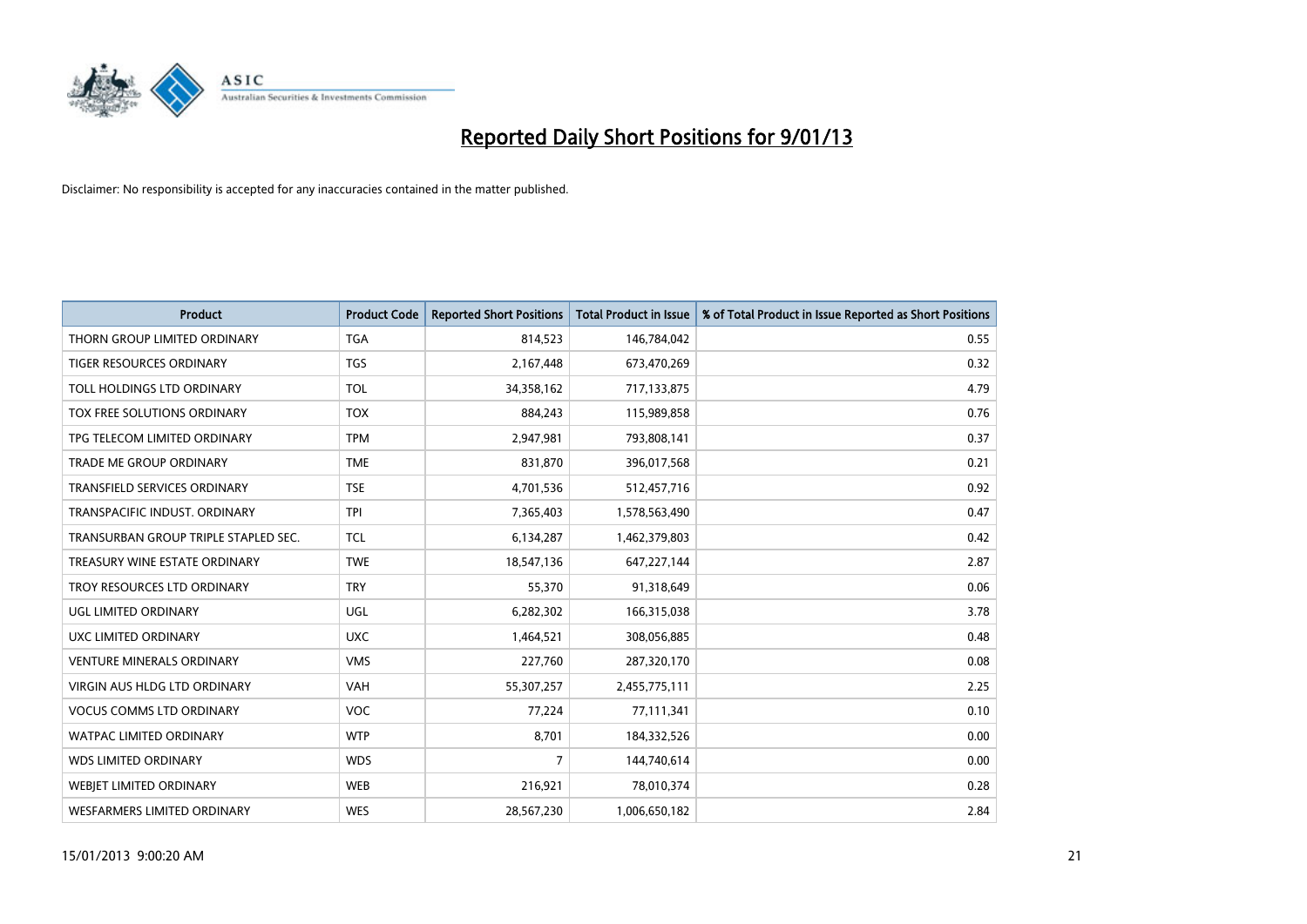# Reported Daily Short Positions for 9/01/13

Disclaimer: No responsibility is accepted for any inaccuracies contained in the matter published.

| Product | Product Code | Reported Short Positions | Total Product in Issue | % of Total Product in Issue Reported as Short Positions |
|---|---|---|---|---|
| THORN GROUP LIMITED ORDINARY | TGA | 814,523 | 146,784,042 | 0.55 |
| TIGER RESOURCES ORDINARY | TGS | 2,167,448 | 673,470,269 | 0.32 |
| TOLL HOLDINGS LTD ORDINARY | TOL | 34,358,162 | 717,133,875 | 4.79 |
| TOX FREE SOLUTIONS ORDINARY | TOX | 884,243 | 115,989,858 | 0.76 |
| TPG TELECOM LIMITED ORDINARY | TPM | 2,947,981 | 793,808,141 | 0.37 |
| TRADE ME GROUP ORDINARY | TME | 831,870 | 396,017,568 | 0.21 |
| TRANSFIELD SERVICES ORDINARY | TSE | 4,701,536 | 512,457,716 | 0.92 |
| TRANSPACIFIC INDUST. ORDINARY | TPI | 7,365,403 | 1,578,563,490 | 0.47 |
| TRANSURBAN GROUP TRIPLE STAPLED SEC. | TCL | 6,134,287 | 1,462,379,803 | 0.42 |
| TREASURY WINE ESTATE ORDINARY | TWE | 18,547,136 | 647,227,144 | 2.87 |
| TROY RESOURCES LTD ORDINARY | TRY | 55,370 | 91,318,649 | 0.06 |
| UGL LIMITED ORDINARY | UGL | 6,282,302 | 166,315,038 | 3.78 |
| UXC LIMITED ORDINARY | UXC | 1,464,521 | 308,056,885 | 0.48 |
| VENTURE MINERALS ORDINARY | VMS | 227,760 | 287,320,170 | 0.08 |
| VIRGIN AUS HLDG LTD ORDINARY | VAH | 55,307,257 | 2,455,775,111 | 2.25 |
| VOCUS COMMS LTD ORDINARY | VOC | 77,224 | 77,111,341 | 0.10 |
| WATPAC LIMITED ORDINARY | WTP | 8,701 | 184,332,526 | 0.00 |
| WDS LIMITED ORDINARY | WDS | 7 | 144,740,614 | 0.00 |
| WEBJET LIMITED ORDINARY | WEB | 216,921 | 78,010,374 | 0.28 |
| WESFARMERS LIMITED ORDINARY | WES | 28,567,230 | 1,006,650,182 | 2.84 |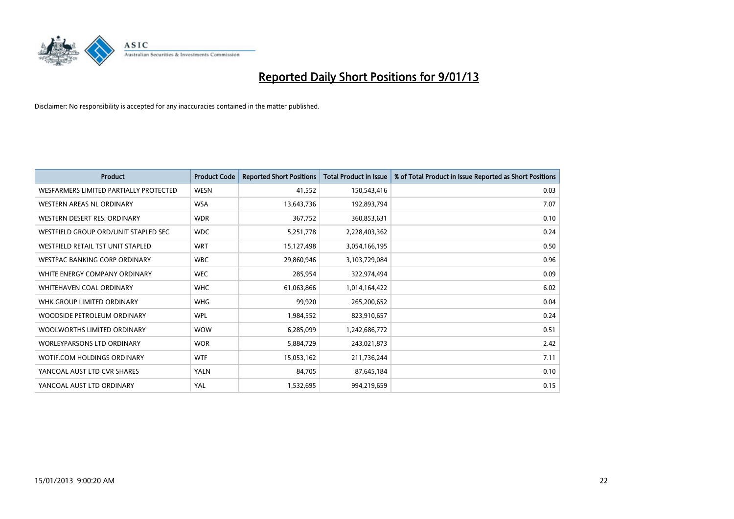# Reported Daily Short Positions for 9/01/13

Disclaimer: No responsibility is accepted for any inaccuracies contained in the matter published.

| Product | Product Code | Reported Short Positions | Total Product in Issue | % of Total Product in Issue Reported as Short Positions |
|---|---|---|---|---|
| WESFARMERS LIMITED PARTIALLY PROTECTED | WESN | 41,552 | 150,543,416 | 0.03 |
| WESTERN AREAS NL ORDINARY | WSA | 13,643,736 | 192,893,794 | 7.07 |
| WESTERN DESERT RES. ORDINARY | WDR | 367,752 | 360,853,631 | 0.10 |
| WESTFIELD GROUP ORD/UNIT STAPLED SEC | WDC | 5,251,778 | 2,228,403,362 | 0.24 |
| WESTFIELD RETAIL TST UNIT STAPLED | WRT | 15,127,498 | 3,054,166,195 | 0.50 |
| WESTPAC BANKING CORP ORDINARY | WBC | 29,860,946 | 3,103,729,084 | 0.96 |
| WHITE ENERGY COMPANY ORDINARY | WEC | 285,954 | 322,974,494 | 0.09 |
| WHITEHAVEN COAL ORDINARY | WHC | 61,063,866 | 1,014,164,422 | 6.02 |
| WHK GROUP LIMITED ORDINARY | WHG | 99,920 | 265,200,652 | 0.04 |
| WOODSIDE PETROLEUM ORDINARY | WPL | 1,984,552 | 823,910,657 | 0.24 |
| WOOLWORTHS LIMITED ORDINARY | WOW | 6,285,099 | 1,242,686,772 | 0.51 |
| WORLEYPARSONS LTD ORDINARY | WOR | 5,884,729 | 243,021,873 | 2.42 |
| WOTIF.COM HOLDINGS ORDINARY | WTF | 15,053,162 | 211,736,244 | 7.11 |
| YANCOAL AUST LTD CVR SHARES | YALN | 84,705 | 87,645,184 | 0.10 |
| YANCOAL AUST LTD ORDINARY | YAL | 1,532,695 | 994,219,659 | 0.15 |

15/01/2013 9:00:20 AM